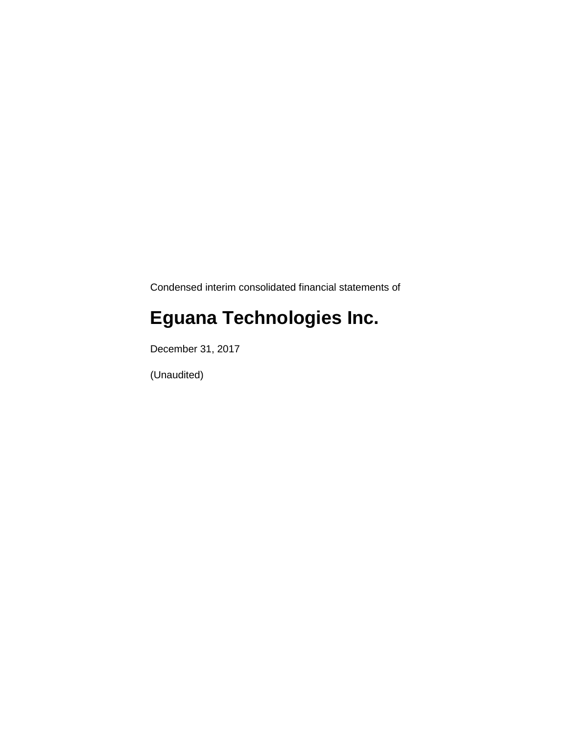Condensed interim consolidated financial statements of

# Eguana Technologies Inc.

December 31, 2017

(Unaudited)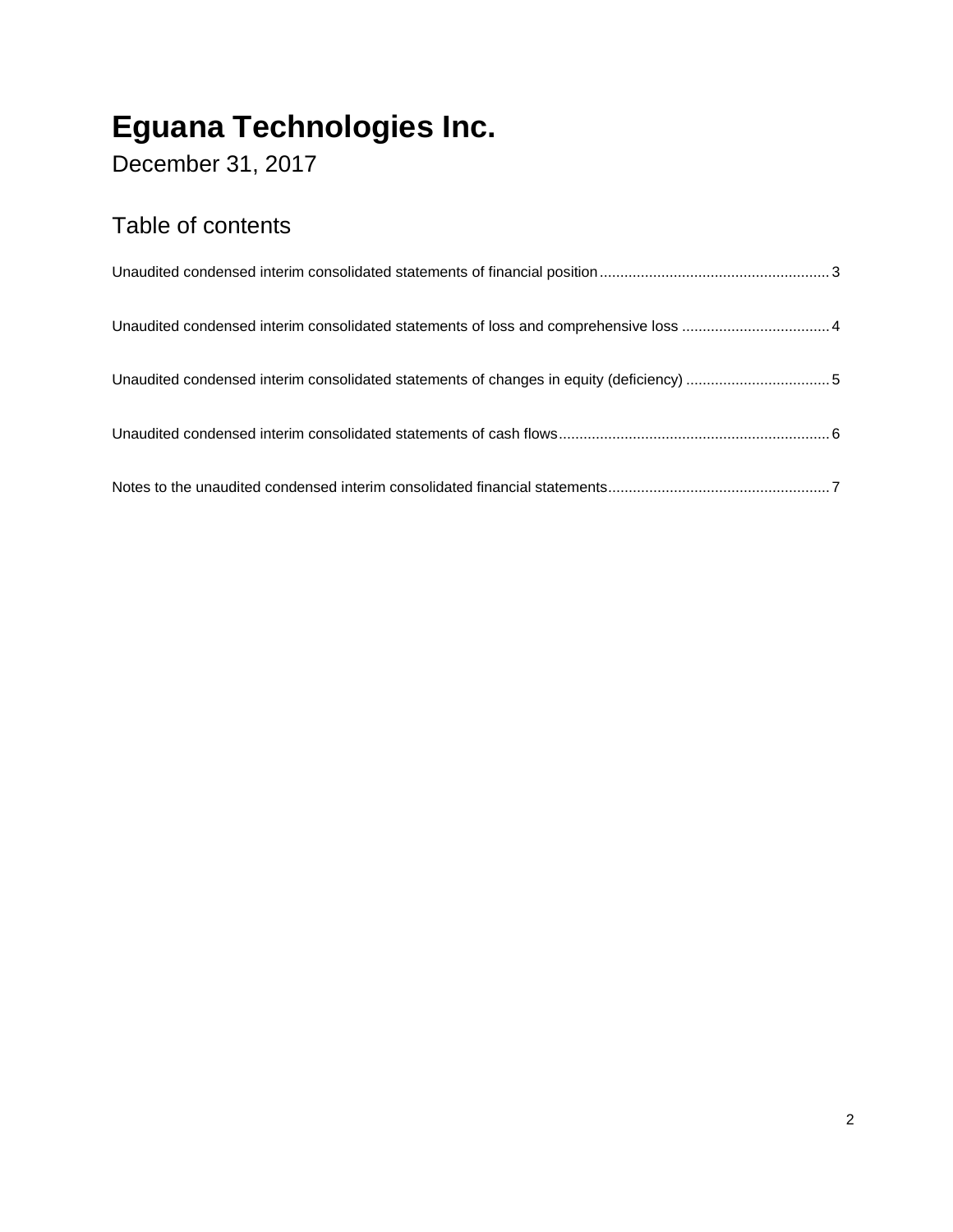# Eguana Technologies Inc.

December 31, 2017

## Table of contents

Unaudited condensed interim consolidated statements of financial position........................................................ 3

Unaudited condensed interim consolidated statements of loss and comprehensive loss .................................... 4

Unaudited condensed interim consolidated statements of changes in equity (deficiency) ................................... 5

Unaudited condensed interim consolidated statements of cash flows.................................................................. 6

Notes to the unaudited condensed interim consolidated financial statements...................................................... 7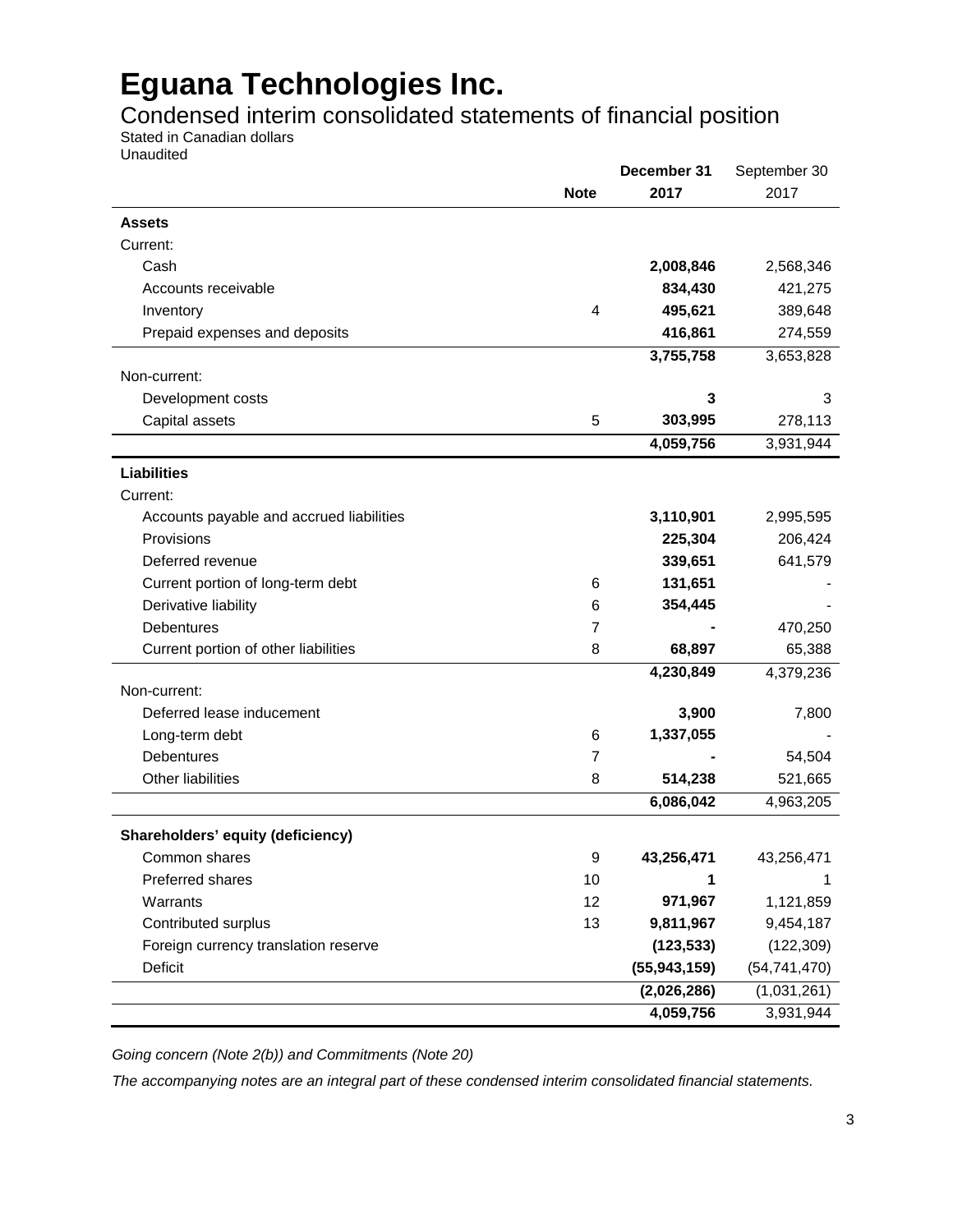# Eguana Technologies Inc.

## Condensed interim consolidated statements of financial position

Stated in Canadian dollars
Unaudited

| | Note | December 31 2017 | September 30 2017 |
|---|---|---|---|
| **Assets** | | | |
| Current: | | | |
| Cash | | **2,008,846** | 2,568,346 |
| Accounts receivable | | **834,430** | 421,275 |
| Inventory | 4 | **495,621** | 389,648 |
| Prepaid expenses and deposits | | **416,861** | 274,559 |
| | | **3,755,758** | 3,653,828 |
| Non-current: | | | |
| Development costs | | **3** | 3 |
| Capital assets | 5 | **303,995** | 278,113 |
| | | **4,059,756** | 3,931,944 |
| **Liabilities** | | | |
| Current: | | | |
| Accounts payable and accrued liabilities | | **3,110,901** | 2,995,595 |
| Provisions | | **225,304** | 206,424 |
| Deferred revenue | | **339,651** | 641,579 |
| Current portion of long-term debt | 6 | **131,651** | - |
| Derivative liability | 6 | **354,445** | - |
| Debentures | 7 | **-** | 470,250 |
| Current portion of other liabilities | 8 | **68,897** | 65,388 |
| | | **4,230,849** | 4,379,236 |
| Non-current: | | | |
| Deferred lease inducement | | **3,900** | 7,800 |
| Long-term debt | 6 | **1,337,055** | - |
| Debentures | 7 | **-** | 54,504 |
| Other liabilities | 8 | **514,238** | 521,665 |
| | | **6,086,042** | 4,963,205 |
| **Shareholders' equity (deficiency)** | | | |
| Common shares | 9 | **43,256,471** | 43,256,471 |
| Preferred shares | 10 | **1** | 1 |
| Warrants | 12 | **971,967** | 1,121,859 |
| Contributed surplus | 13 | **9,811,967** | 9,454,187 |
| Foreign currency translation reserve | | **(123,533)** | (122,309) |
| Deficit | | **(55,943,159)** | (54,741,470) |
| | | **(2,026,286)** | (1,031,261) |
| | | **4,059,756** | 3,931,944 |

*Going concern (Note 2(b)) and Commitments (Note 20)*

*The accompanying notes are an integral part of these condensed interim consolidated financial statements.*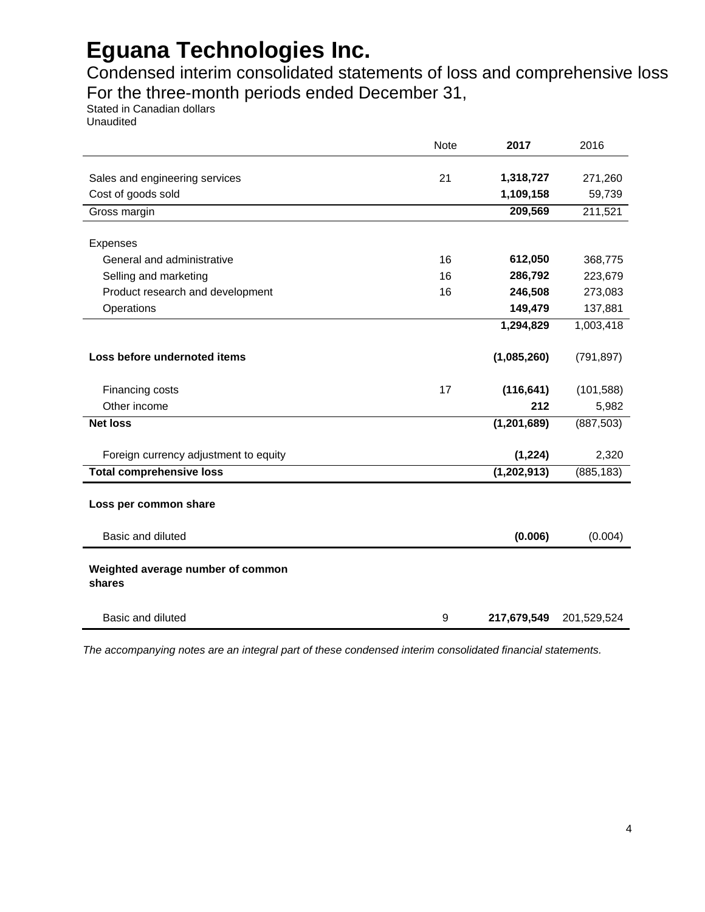# Eguana Technologies Inc.

## Condensed interim consolidated statements of loss and comprehensive loss
## For the three-month periods ended December 31,

Stated in Canadian dollars
Unaudited

| | Note | **2017** | 2016 |
|---|---|---|---|
| Sales and engineering services | 21 | **1,318,727** | 271,260 |
| Cost of goods sold | | **1,109,158** | 59,739 |
| Gross margin | | **209,569** | 211,521 |
| Expenses | | | |
| General and administrative | 16 | **612,050** | 368,775 |
| Selling and marketing | 16 | **286,792** | 223,679 |
| Product research and development | 16 | **246,508** | 273,083 |
| Operations | | **149,479** | 137,881 |
| | | **1,294,829** | 1,003,418 |
| **Loss before undernoted items** | | **(1,085,260)** | (791,897) |
| Financing costs | 17 | **(116,641)** | (101,588) |
| Other income | | **212** | 5,982 |
| **Net loss** | | **(1,201,689)** | (887,503) |
| Foreign currency adjustment to equity | | **(1,224)** | 2,320 |
| **Total comprehensive loss** | | **(1,202,913)** | (885,183) |
| **Loss per common share** | | | |
| Basic and diluted | | **(0.006)** | (0.004) |
| **Weighted average number of common shares** | | | |
| Basic and diluted | 9 | **217,679,549** | 201,529,524 |

*The accompanying notes are an integral part of these condensed interim consolidated financial statements.*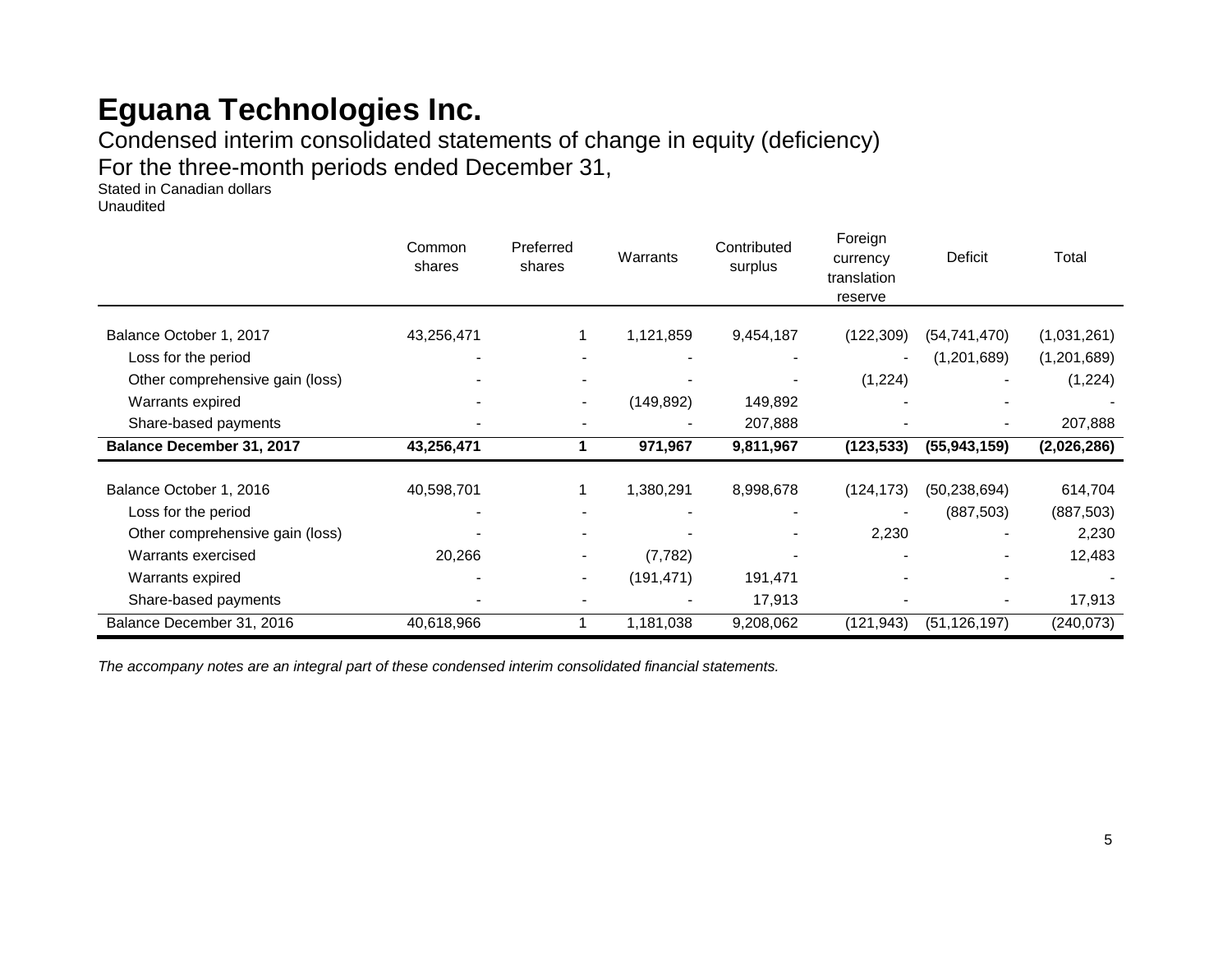# Eguana Technologies Inc.

Condensed interim consolidated statements of change in equity (deficiency)

For the three-month periods ended December 31,

Stated in Canadian dollars

Unaudited

| | Common shares | Preferred shares | Warrants | Contributed surplus | Foreign currency translation reserve | Deficit | Total |
|---|---|---|---|---|---|---|---|
| Balance October 1, 2017 | 43,256,471 | 1 | 1,121,859 | 9,454,187 | (122,309) | (54,741,470) | (1,031,261) |
| Loss for the period | - | - | - | - | - | (1,201,689) | (1,201,689) |
| Other comprehensive gain (loss) | - | - | - | - | (1,224) | - | (1,224) |
| Warrants expired | - | - | (149,892) | 149,892 | - | - | - |
| Share-based payments | - | - | - | 207,888 | - | - | 207,888 |
| **Balance December 31, 2017** | **43,256,471** | **1** | **971,967** | **9,811,967** | **(123,533)** | **(55,943,159)** | **(2,026,286)** |
| Balance October 1, 2016 | 40,598,701 | 1 | 1,380,291 | 8,998,678 | (124,173) | (50,238,694) | 614,704 |
| Loss for the period | - | - | - | - | - | (887,503) | (887,503) |
| Other comprehensive gain (loss) | - | - | - | - | 2,230 | - | 2,230 |
| Warrants exercised | 20,266 | - | (7,782) | - | - | - | 12,483 |
| Warrants expired | - | - | (191,471) | 191,471 | - | - | - |
| Share-based payments | - | - | - | 17,913 | - | - | 17,913 |
| Balance December 31, 2016 | 40,618,966 | 1 | 1,181,038 | 9,208,062 | (121,943) | (51,126,197) | (240,073) |

*The accompany notes are an integral part of these condensed interim consolidated financial statements.*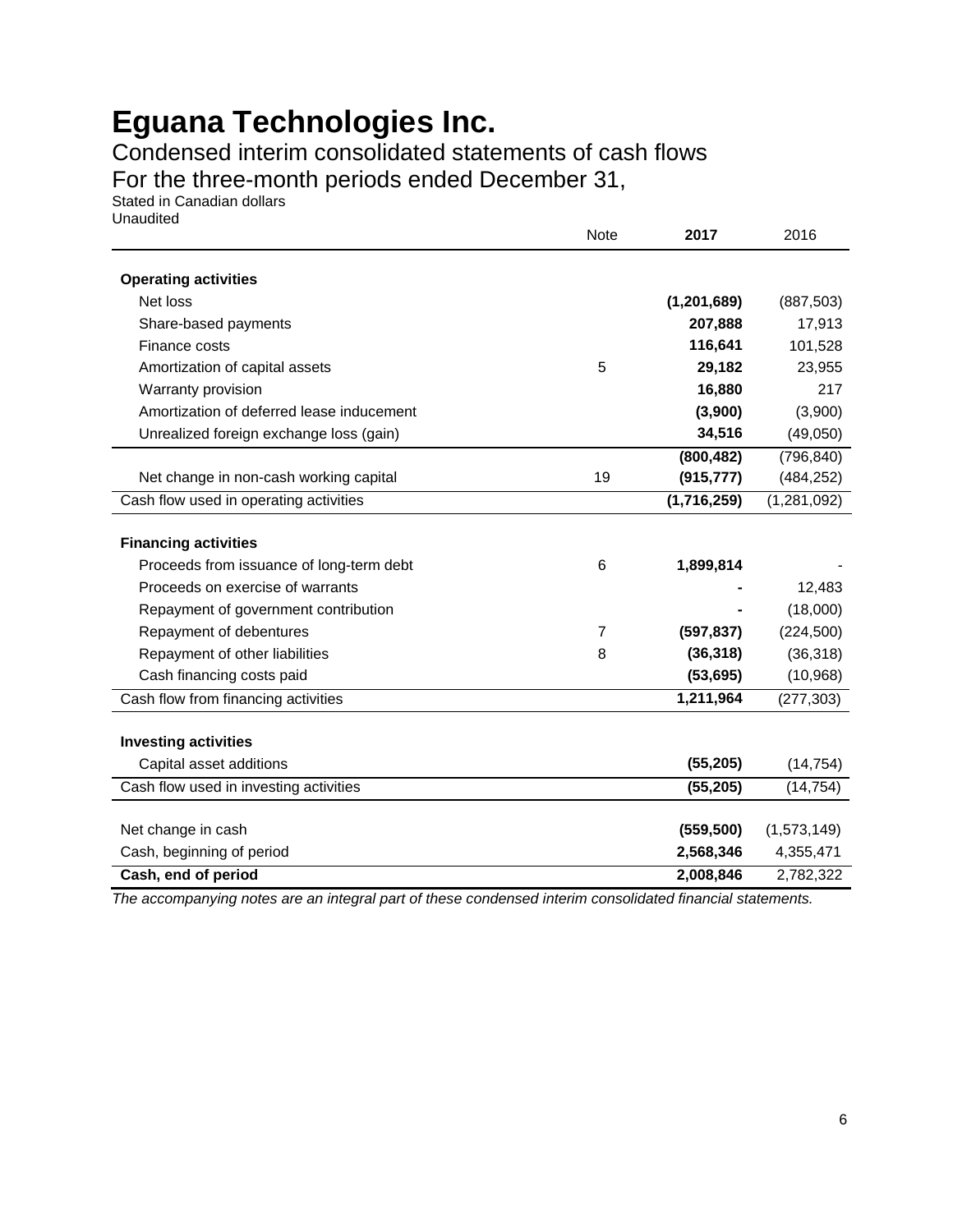# Eguana Technologies Inc.

## Condensed interim consolidated statements of cash flows

## For the three-month periods ended December 31,

Stated in Canadian dollars
Unaudited

| | Note | **2017** | 2016 |
|---|---|---|---|
| **Operating activities** | | | |
| Net loss | | **(1,201,689)** | (887,503) |
| Share-based payments | | **207,888** | 17,913 |
| Finance costs | | **116,641** | 101,528 |
| Amortization of capital assets | 5 | **29,182** | 23,955 |
| Warranty provision | | **16,880** | 217 |
| Amortization of deferred lease inducement | | **(3,900)** | (3,900) |
| Unrealized foreign exchange loss (gain) | | **34,516** | (49,050) |
| | | **(800,482)** | (796,840) |
| Net change in non-cash working capital | 19 | **(915,777)** | (484,252) |
| Cash flow used in operating activities | | **(1,716,259)** | (1,281,092) |
| **Financing activities** | | | |
| Proceeds from issuance of long-term debt | 6 | **1,899,814** | - |
| Proceeds on exercise of warrants | | **-** | 12,483 |
| Repayment of government contribution | | **-** | (18,000) |
| Repayment of debentures | 7 | **(597,837)** | (224,500) |
| Repayment of other liabilities | 8 | **(36,318)** | (36,318) |
| Cash financing costs paid | | **(53,695)** | (10,968) |
| Cash flow from financing activities | | **1,211,964** | (277,303) |
| **Investing activities** | | | |
| Capital asset additions | | **(55,205)** | (14,754) |
| Cash flow used in investing activities | | **(55,205)** | (14,754) |
| Net change in cash | | **(559,500)** | (1,573,149) |
| Cash, beginning of period | | **2,568,346** | 4,355,471 |
| **Cash, end of period** | | **2,008,846** | 2,782,322 |

*The accompanying notes are an integral part of these condensed interim consolidated financial statements.*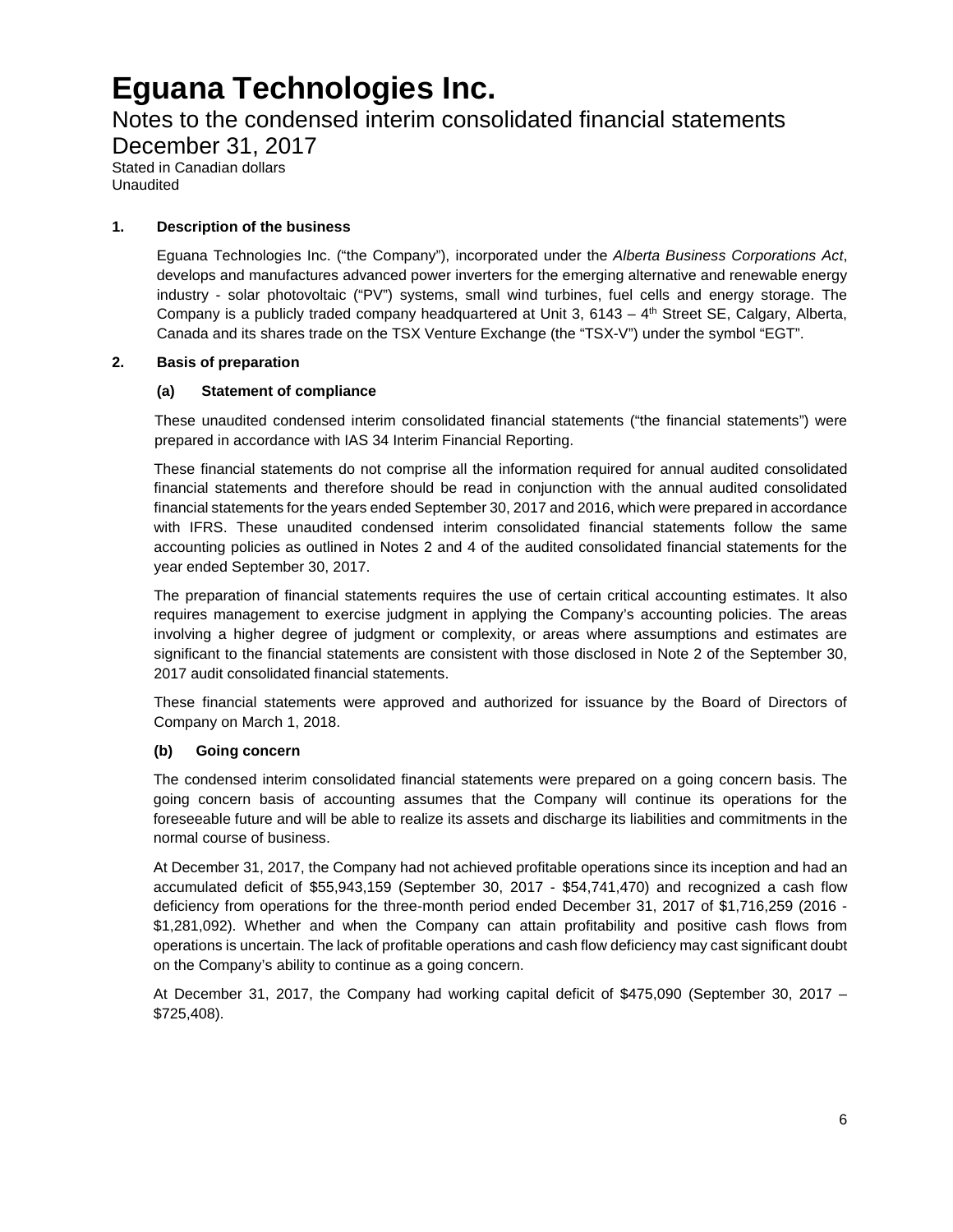# Eguana Technologies Inc.

Notes to the condensed interim consolidated financial statements
December 31, 2017
Stated in Canadian dollars
Unaudited

## 1. Description of the business

Eguana Technologies Inc. ("the Company"), incorporated under the *Alberta Business Corporations Act*, develops and manufactures advanced power inverters for the emerging alternative and renewable energy industry - solar photovoltaic ("PV") systems, small wind turbines, fuel cells and energy storage. The Company is a publicly traded company headquartered at Unit 3, 6143 – 4th Street SE, Calgary, Alberta, Canada and its shares trade on the TSX Venture Exchange (the "TSX-V") under the symbol "EGT".

## 2. Basis of preparation

### (a) Statement of compliance

These unaudited condensed interim consolidated financial statements ("the financial statements") were prepared in accordance with IAS 34 Interim Financial Reporting.

These financial statements do not comprise all the information required for annual audited consolidated financial statements and therefore should be read in conjunction with the annual audited consolidated financial statements for the years ended September 30, 2017 and 2016, which were prepared in accordance with IFRS. These unaudited condensed interim consolidated financial statements follow the same accounting policies as outlined in Notes 2 and 4 of the audited consolidated financial statements for the year ended September 30, 2017.

The preparation of financial statements requires the use of certain critical accounting estimates. It also requires management to exercise judgment in applying the Company's accounting policies. The areas involving a higher degree of judgment or complexity, or areas where assumptions and estimates are significant to the financial statements are consistent with those disclosed in Note 2 of the September 30, 2017 audit consolidated financial statements.

These financial statements were approved and authorized for issuance by the Board of Directors of Company on March 1, 2018.

### (b) Going concern

The condensed interim consolidated financial statements were prepared on a going concern basis. The going concern basis of accounting assumes that the Company will continue its operations for the foreseeable future and will be able to realize its assets and discharge its liabilities and commitments in the normal course of business.

At December 31, 2017, the Company had not achieved profitable operations since its inception and had an accumulated deficit of $55,943,159 (September 30, 2017 - $54,741,470) and recognized a cash flow deficiency from operations for the three-month period ended December 31, 2017 of $1,716,259 (2016 - $1,281,092). Whether and when the Company can attain profitability and positive cash flows from operations is uncertain. The lack of profitable operations and cash flow deficiency may cast significant doubt on the Company's ability to continue as a going concern.

At December 31, 2017, the Company had working capital deficit of $475,090 (September 30, 2017 – $725,408).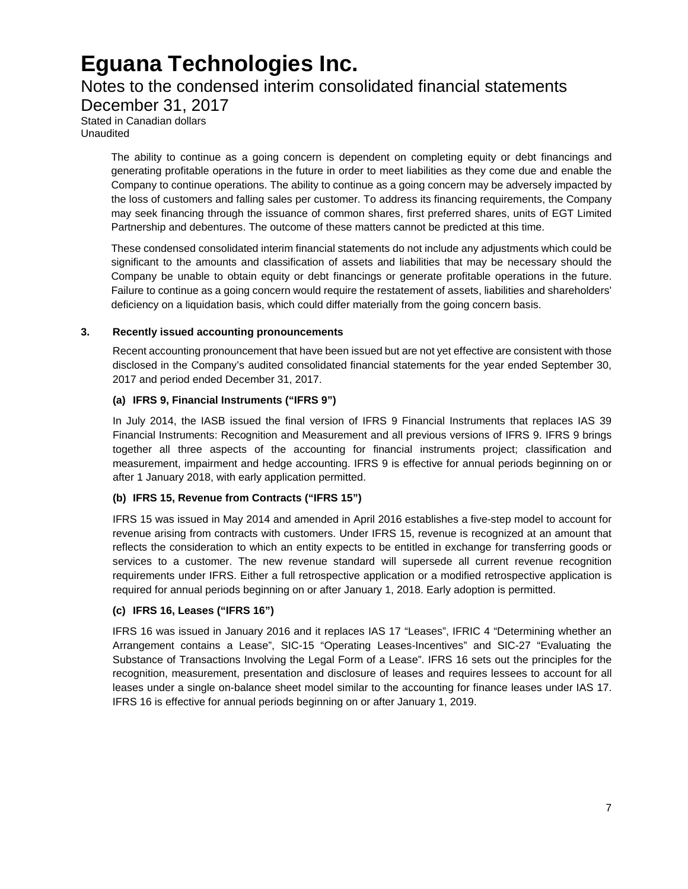The ability to continue as a going concern is dependent on completing equity or debt financings and generating profitable operations in the future in order to meet liabilities as they come due and enable the Company to continue operations. The ability to continue as a going concern may be adversely impacted by the loss of customers and falling sales per customer. To address its financing requirements, the Company may seek financing through the issuance of common shares, first preferred shares, units of EGT Limited Partnership and debentures. The outcome of these matters cannot be predicted at this time.

These condensed consolidated interim financial statements do not include any adjustments which could be significant to the amounts and classification of assets and liabilities that may be necessary should the Company be unable to obtain equity or debt financings or generate profitable operations in the future. Failure to continue as a going concern would require the restatement of assets, liabilities and shareholders' deficiency on a liquidation basis, which could differ materially from the going concern basis.

## 3. Recently issued accounting pronouncements

Recent accounting pronouncement that have been issued but are not yet effective are consistent with those disclosed in the Company's audited consolidated financial statements for the year ended September 30, 2017 and period ended December 31, 2017.

### (a) IFRS 9, Financial Instruments ("IFRS 9")

In July 2014, the IASB issued the final version of IFRS 9 Financial Instruments that replaces IAS 39 Financial Instruments: Recognition and Measurement and all previous versions of IFRS 9. IFRS 9 brings together all three aspects of the accounting for financial instruments project; classification and measurement, impairment and hedge accounting. IFRS 9 is effective for annual periods beginning on or after 1 January 2018, with early application permitted.

### (b) IFRS 15, Revenue from Contracts ("IFRS 15")

IFRS 15 was issued in May 2014 and amended in April 2016 establishes a five-step model to account for revenue arising from contracts with customers. Under IFRS 15, revenue is recognized at an amount that reflects the consideration to which an entity expects to be entitled in exchange for transferring goods or services to a customer. The new revenue standard will supersede all current revenue recognition requirements under IFRS. Either a full retrospective application or a modified retrospective application is required for annual periods beginning on or after January 1, 2018. Early adoption is permitted.

### (c) IFRS 16, Leases ("IFRS 16")

IFRS 16 was issued in January 2016 and it replaces IAS 17 "Leases", IFRIC 4 "Determining whether an Arrangement contains a Lease", SIC-15 "Operating Leases-Incentives" and SIC-27 "Evaluating the Substance of Transactions Involving the Legal Form of a Lease". IFRS 16 sets out the principles for the recognition, measurement, presentation and disclosure of leases and requires lessees to account for all leases under a single on-balance sheet model similar to the accounting for finance leases under IAS 17. IFRS 16 is effective for annual periods beginning on or after January 1, 2019.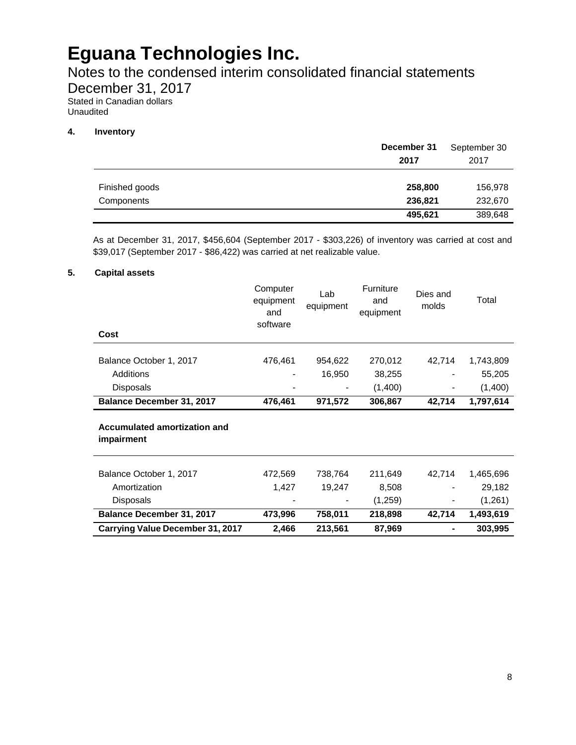# Eguana Technologies Inc.

Notes to the condensed interim consolidated financial statements

December 31, 2017

Stated in Canadian dollars

Unaudited

### 4. Inventory

| | **December 31 2017** | September 30 2017 |
|---|---|---|
| Finished goods | **258,800** | 156,978 |
| Components | **236,821** | 232,670 |
| | **495,621** | 389,648 |

As at December 31, 2017, $456,604 (September 2017 - $303,226) of inventory was carried at cost and $39,017 (September 2017 - $86,422) was carried at net realizable value.

### 5. Capital assets

| **Cost** | Computer equipment and software | Lab equipment | Furniture and equipment | Dies and molds | Total |
|---|---|---|---|---|---|
| Balance October 1, 2017 | 476,461 | 954,622 | 270,012 | 42,714 | 1,743,809 |
| Additions | - | 16,950 | 38,255 | - | 55,205 |
| Disposals | - | - | (1,400) | - | (1,400) |
| **Balance December 31, 2017** | **476,461** | **971,572** | **306,867** | **42,714** | **1,797,614** |
| **Accumulated amortization and impairment** | | | | | |
| Balance October 1, 2017 | 472,569 | 738,764 | 211,649 | 42,714 | 1,465,696 |
| Amortization | 1,427 | 19,247 | 8,508 | - | 29,182 |
| Disposals | - | - | (1,259) | - | (1,261) |
| **Balance December 31, 2017** | **473,996** | **758,011** | **218,898** | **42,714** | **1,493,619** |
| **Carrying Value December 31, 2017** | **2,466** | **213,561** | **87,969** | **-** | **303,995** |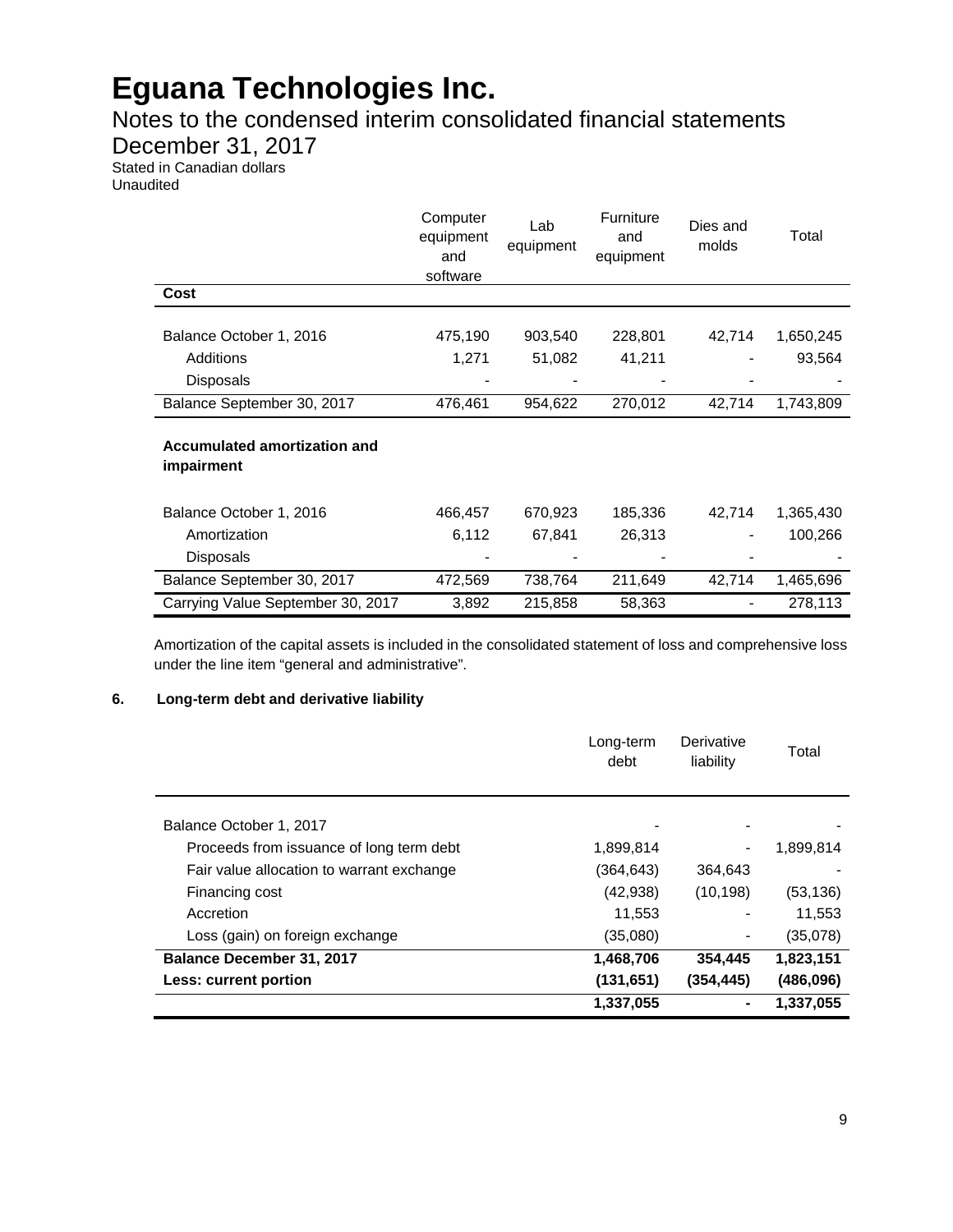# Eguana Technologies Inc.

Notes to the condensed interim consolidated financial statements
December 31, 2017
Stated in Canadian dollars
Unaudited

| | Computer equipment and software | Lab equipment | Furniture and equipment | Dies and molds | Total |
|---|---|---|---|---|---|
| **Cost** | | | | | |
| Balance October 1, 2016 | 475,190 | 903,540 | 228,801 | 42,714 | 1,650,245 |
| Additions | 1,271 | 51,082 | 41,211 | - | 93,564 |
| Disposals | - | - | - | - | - |
| Balance September 30, 2017 | 476,461 | 954,622 | 270,012 | 42,714 | 1,743,809 |
| **Accumulated amortization and impairment** | | | | | |
| Balance October 1, 2016 | 466,457 | 670,923 | 185,336 | 42,714 | 1,365,430 |
| Amortization | 6,112 | 67,841 | 26,313 | - | 100,266 |
| Disposals | - | - | - | - | - |
| Balance September 30, 2017 | 472,569 | 738,764 | 211,649 | 42,714 | 1,465,696 |
| Carrying Value September 30, 2017 | 3,892 | 215,858 | 58,363 | - | 278,113 |

Amortization of the capital assets is included in the consolidated statement of loss and comprehensive loss under the line item "general and administrative".

## 6. Long-term debt and derivative liability

| | Long-term debt | Derivative liability | Total |
|---|---|---|---|
| Balance October 1, 2017 | - | - | - |
| Proceeds from issuance of long term debt | 1,899,814 | - | 1,899,814 |
| Fair value allocation to warrant exchange | (364,643) | 364,643 | - |
| Financing cost | (42,938) | (10,198) | (53,136) |
| Accretion | 11,553 | - | 11,553 |
| Loss (gain) on foreign exchange | (35,080) | - | (35,078) |
| **Balance December 31, 2017** | **1,468,706** | **354,445** | **1,823,151** |
| **Less: current portion** | **(131,651)** | **(354,445)** | **(486,096)** |
| | **1,337,055** | **-** | **1,337,055** |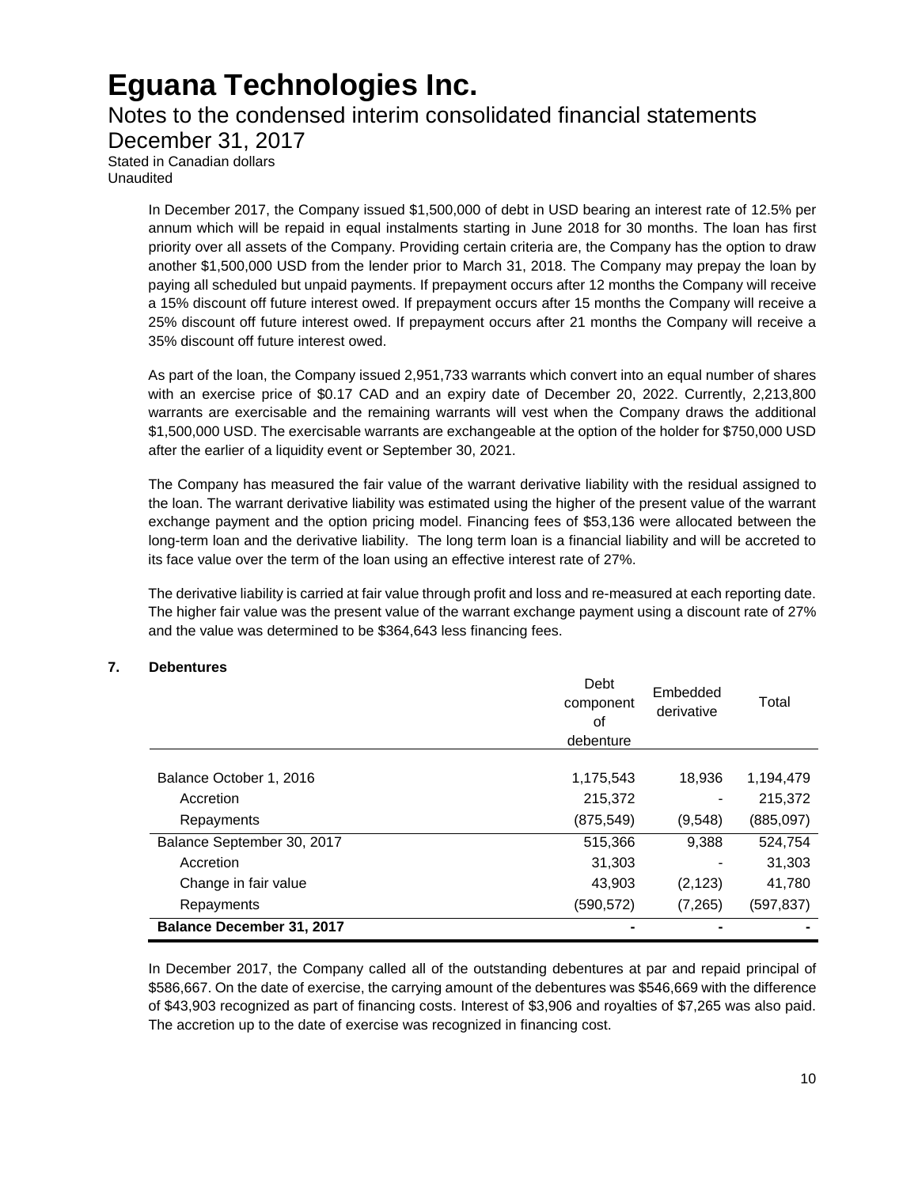# Eguana Technologies Inc.

## Notes to the condensed interim consolidated financial statements

## December 31, 2017

Stated in Canadian dollars
Unaudited

In December 2017, the Company issued $1,500,000 of debt in USD bearing an interest rate of 12.5% per annum which will be repaid in equal instalments starting in June 2018 for 30 months. The loan has first priority over all assets of the Company. Providing certain criteria are, the Company has the option to draw another $1,500,000 USD from the lender prior to March 31, 2018. The Company may prepay the loan by paying all scheduled but unpaid payments. If prepayment occurs after 12 months the Company will receive a 15% discount off future interest owed. If prepayment occurs after 15 months the Company will receive a 25% discount off future interest owed. If prepayment occurs after 21 months the Company will receive a 35% discount off future interest owed.

As part of the loan, the Company issued 2,951,733 warrants which convert into an equal number of shares with an exercise price of $0.17 CAD and an expiry date of December 20, 2022. Currently, 2,213,800 warrants are exercisable and the remaining warrants will vest when the Company draws the additional $1,500,000 USD. The exercisable warrants are exchangeable at the option of the holder for $750,000 USD after the earlier of a liquidity event or September 30, 2021.

The Company has measured the fair value of the warrant derivative liability with the residual assigned to the loan. The warrant derivative liability was estimated using the higher of the present value of the warrant exchange payment and the option pricing model. Financing fees of $53,136 were allocated between the long-term loan and the derivative liability. The long term loan is a financial liability and will be accreted to its face value over the term of the loan using an effective interest rate of 27%.

The derivative liability is carried at fair value through profit and loss and re-measured at each reporting date. The higher fair value was the present value of the warrant exchange payment using a discount rate of 27% and the value was determined to be $364,643 less financing fees.

## 7. Debentures

| | Debt component of debenture | Embedded derivative | Total |
|---|---|---|---|
| Balance October 1, 2016 | 1,175,543 | 18,936 | 1,194,479 |
| Accretion | 215,372 | - | 215,372 |
| Repayments | (875,549) | (9,548) | (885,097) |
| Balance September 30, 2017 | 515,366 | 9,388 | 524,754 |
| Accretion | 31,303 | - | 31,303 |
| Change in fair value | 43,903 | (2,123) | 41,780 |
| Repayments | (590,572) | (7,265) | (597,837) |
| **Balance December 31, 2017** | **-** | **-** | **-** |

In December 2017, the Company called all of the outstanding debentures at par and repaid principal of $586,667. On the date of exercise, the carrying amount of the debentures was $546,669 with the difference of $43,903 recognized as part of financing costs. Interest of $3,906 and royalties of $7,265 was also paid. The accretion up to the date of exercise was recognized in financing cost.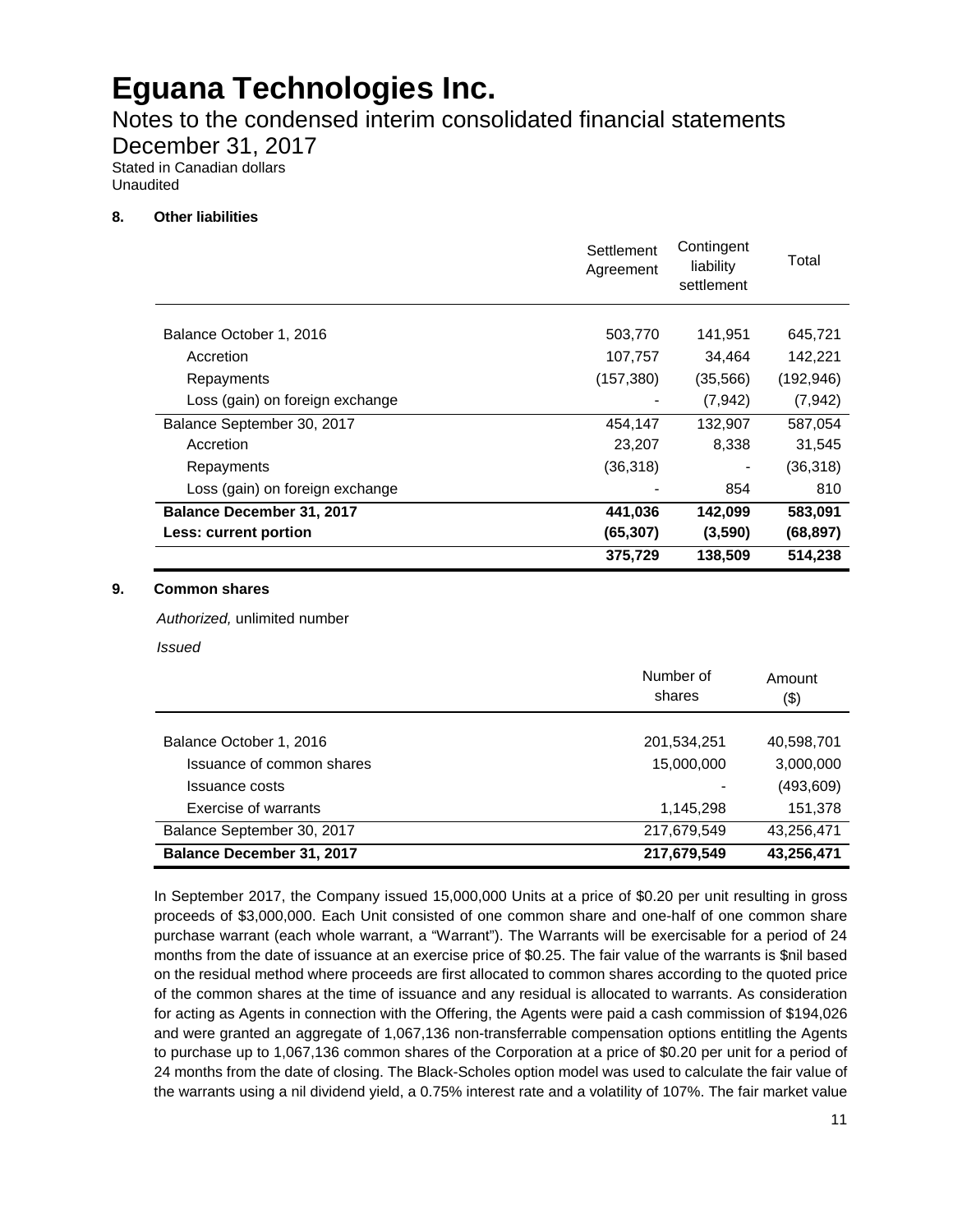# Eguana Technologies Inc.

Notes to the condensed interim consolidated financial statements
December 31, 2017
Stated in Canadian dollars
Unaudited

## 8. Other liabilities

| | Settlement Agreement | Contingent liability settlement | Total |
|---|---|---|---|
| Balance October 1, 2016 | 503,770 | 141,951 | 645,721 |
| Accretion | 107,757 | 34,464 | 142,221 |
| Repayments | (157,380) | (35,566) | (192,946) |
| Loss (gain) on foreign exchange | - | (7,942) | (7,942) |
| Balance September 30, 2017 | 454,147 | 132,907 | 587,054 |
| Accretion | 23,207 | 8,338 | 31,545 |
| Repayments | (36,318) | - | (36,318) |
| Loss (gain) on foreign exchange | - | 854 | 810 |
| **Balance December 31, 2017** | **441,036** | **142,099** | **583,091** |
| **Less: current portion** | **(65,307)** | **(3,590)** | **(68,897)** |
| | **375,729** | **138,509** | **514,238** |

## 9. Common shares

*Authorized,* unlimited number

*Issued*

| | Number of shares | Amount ($) |
|---|---|---|
| Balance October 1, 2016 | 201,534,251 | 40,598,701 |
| Issuance of common shares | 15,000,000 | 3,000,000 |
| Issuance costs | - | (493,609) |
| Exercise of warrants | 1,145,298 | 151,378 |
| Balance September 30, 2017 | 217,679,549 | 43,256,471 |
| **Balance December 31, 2017** | **217,679,549** | **43,256,471** |

In September 2017, the Company issued 15,000,000 Units at a price of $0.20 per unit resulting in gross proceeds of $3,000,000. Each Unit consisted of one common share and one-half of one common share purchase warrant (each whole warrant, a "Warrant"). The Warrants will be exercisable for a period of 24 months from the date of issuance at an exercise price of $0.25. The fair value of the warrants is $nil based on the residual method where proceeds are first allocated to common shares according to the quoted price of the common shares at the time of issuance and any residual is allocated to warrants. As consideration for acting as Agents in connection with the Offering, the Agents were paid a cash commission of $194,026 and were granted an aggregate of 1,067,136 non-transferrable compensation options entitling the Agents to purchase up to 1,067,136 common shares of the Corporation at a price of $0.20 per unit for a period of 24 months from the date of closing. The Black-Scholes option model was used to calculate the fair value of the warrants using a nil dividend yield, a 0.75% interest rate and a volatility of 107%. The fair market value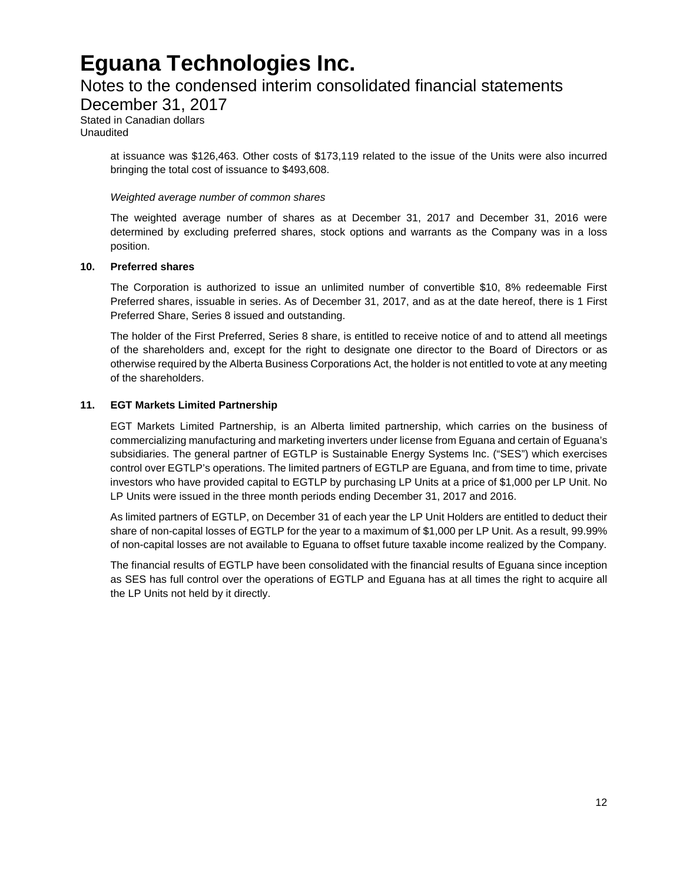at issuance was $126,463. Other costs of $173,119 related to the issue of the Units were also incurred bringing the total cost of issuance to $493,608.

*Weighted average number of common shares*

The weighted average number of shares as at December 31, 2017 and December 31, 2016 were determined by excluding preferred shares, stock options and warrants as the Company was in a loss position.

**10. Preferred shares**

The Corporation is authorized to issue an unlimited number of convertible $10, 8% redeemable First Preferred shares, issuable in series. As of December 31, 2017, and as at the date hereof, there is 1 First Preferred Share, Series 8 issued and outstanding.

The holder of the First Preferred, Series 8 share, is entitled to receive notice of and to attend all meetings of the shareholders and, except for the right to designate one director to the Board of Directors or as otherwise required by the Alberta Business Corporations Act, the holder is not entitled to vote at any meeting of the shareholders.

**11. EGT Markets Limited Partnership**

EGT Markets Limited Partnership, is an Alberta limited partnership, which carries on the business of commercializing manufacturing and marketing inverters under license from Eguana and certain of Eguana's subsidiaries. The general partner of EGTLP is Sustainable Energy Systems Inc. ("SES") which exercises control over EGTLP's operations. The limited partners of EGTLP are Eguana, and from time to time, private investors who have provided capital to EGTLP by purchasing LP Units at a price of $1,000 per LP Unit. No LP Units were issued in the three month periods ending December 31, 2017 and 2016.

As limited partners of EGTLP, on December 31 of each year the LP Unit Holders are entitled to deduct their share of non-capital losses of EGTLP for the year to a maximum of $1,000 per LP Unit. As a result, 99.99% of non-capital losses are not available to Eguana to offset future taxable income realized by the Company.

The financial results of EGTLP have been consolidated with the financial results of Eguana since inception as SES has full control over the operations of EGTLP and Eguana has at all times the right to acquire all the LP Units not held by it directly.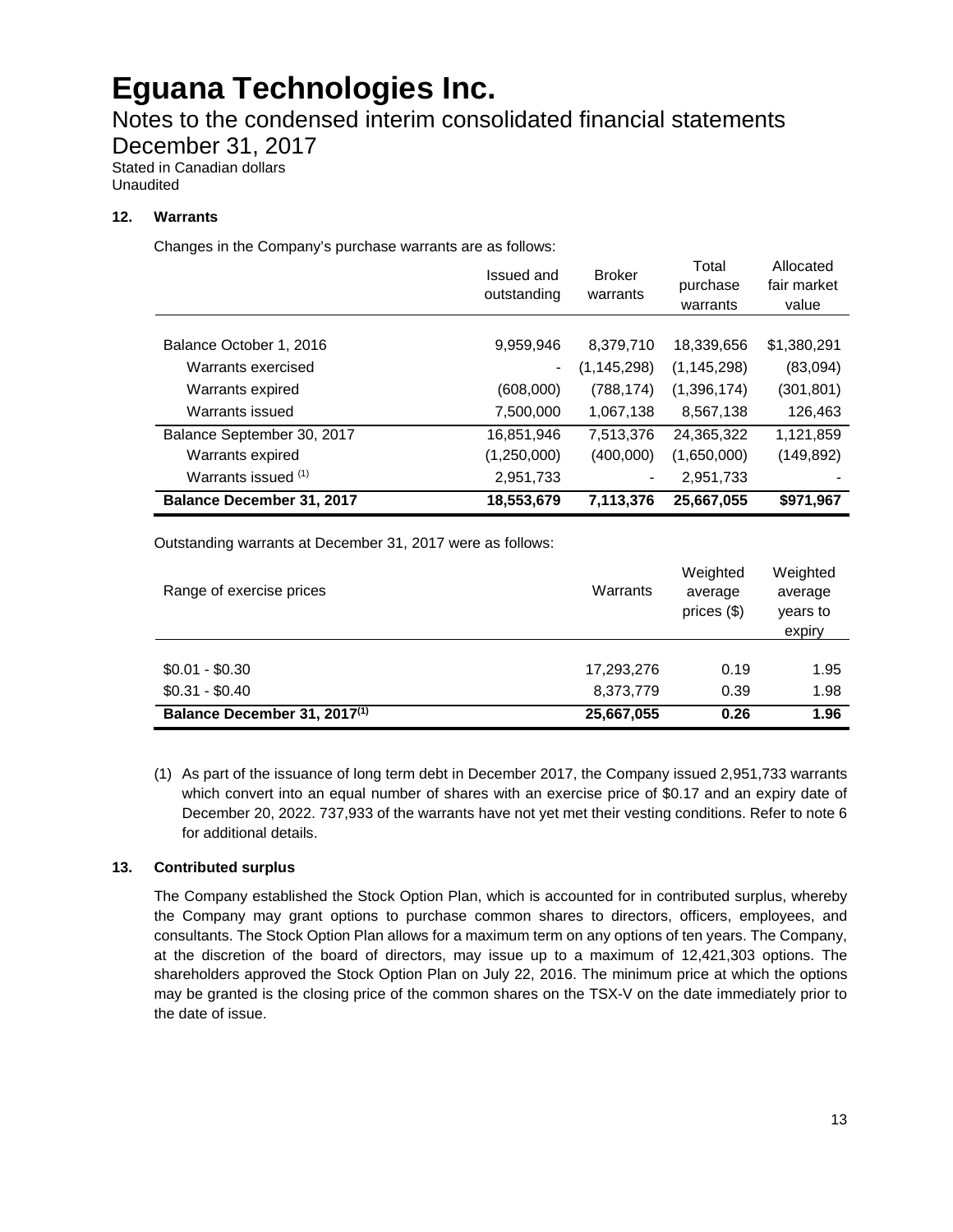# Eguana Technologies Inc.

## Notes to the condensed interim consolidated financial statements

## December 31, 2017

Stated in Canadian dollars
Unaudited

### 12. Warrants

Changes in the Company's purchase warrants are as follows:

| | Issued and outstanding | Broker warrants | Total purchase warrants | Allocated fair market value |
|---|---|---|---|---|
| Balance October 1, 2016 | 9,959,946 | 8,379,710 | 18,339,656 | $1,380,291 |
| Warrants exercised | - | (1,145,298) | (1,145,298) | (83,094) |
| Warrants expired | (608,000) | (788,174) | (1,396,174) | (301,801) |
| Warrants issued | 7,500,000 | 1,067,138 | 8,567,138 | 126,463 |
| Balance September 30, 2017 | 16,851,946 | 7,513,376 | 24,365,322 | 1,121,859 |
| Warrants expired | (1,250,000) | (400,000) | (1,650,000) | (149,892) |
| Warrants issued [(1)] | 2,951,733 | - | 2,951,733 | - |
| **Balance December 31, 2017** | **18,553,679** | **7,113,376** | **25,667,055** | **$971,967** |

Outstanding warrants at December 31, 2017 were as follows:

| Range of exercise prices | Warrants | Weighted average prices ($) | Weighted average years to expiry |
|---|---|---|---|
| $0.01 - $0.30 | 17,293,276 | 0.19 | 1.95 |
| $0.31 - $0.40 | 8,373,779 | 0.39 | 1.98 |
| **Balance December 31, 2017[(1)]** | **25,667,055** | **0.26** | **1.96** |

(1) As part of the issuance of long term debt in December 2017, the Company issued 2,951,733 warrants which convert into an equal number of shares with an exercise price of $0.17 and an expiry date of December 20, 2022. 737,933 of the warrants have not yet met their vesting conditions. Refer to note 6 for additional details.

### 13. Contributed surplus

The Company established the Stock Option Plan, which is accounted for in contributed surplus, whereby the Company may grant options to purchase common shares to directors, officers, employees, and consultants. The Stock Option Plan allows for a maximum term on any options of ten years. The Company, at the discretion of the board of directors, may issue up to a maximum of 12,421,303 options. The shareholders approved the Stock Option Plan on July 22, 2016. The minimum price at which the options may be granted is the closing price of the common shares on the TSX-V on the date immediately prior to the date of issue.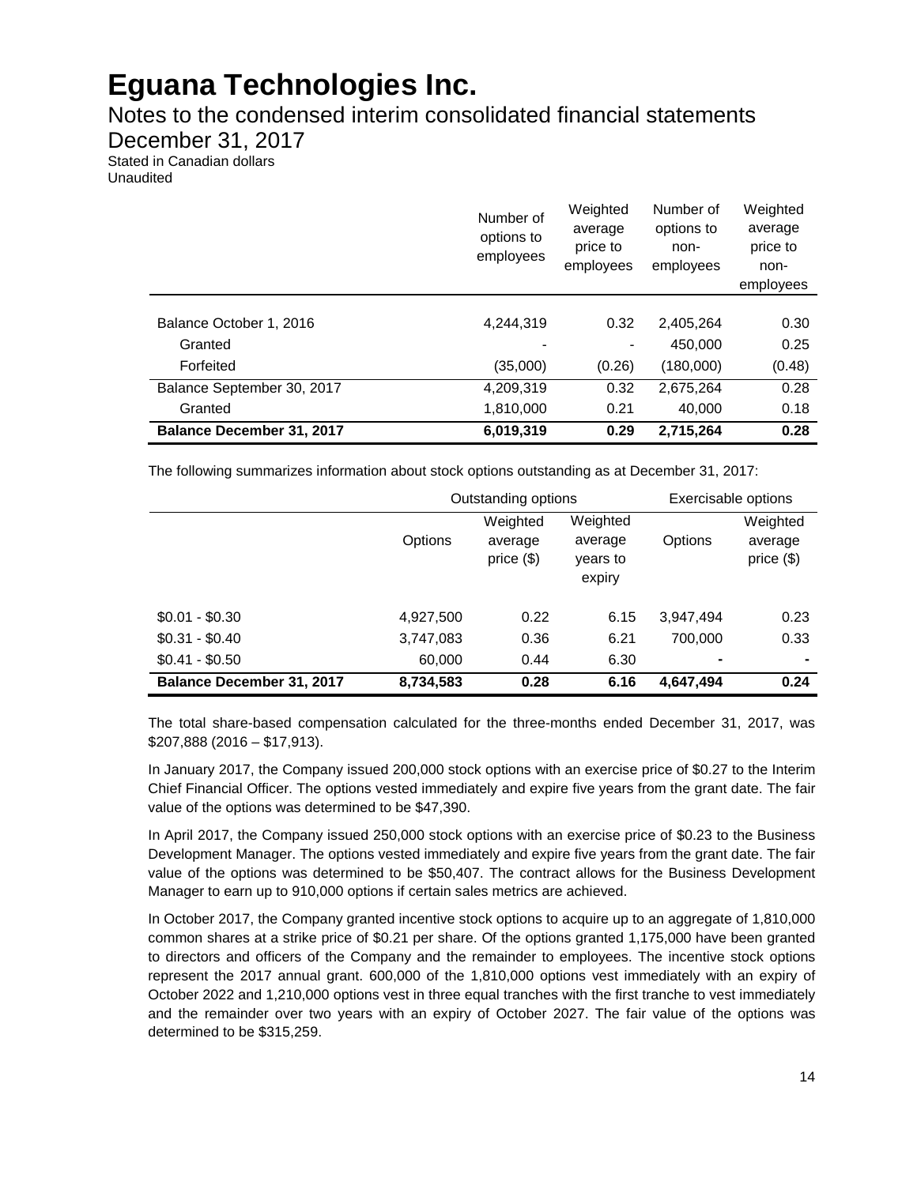# Eguana Technologies Inc.

## Notes to the condensed interim consolidated financial statements

## December 31, 2017

Stated in Canadian dollars
Unaudited

| | Number of options to employees | Weighted average price to employees | Number of options to non-employees | Weighted average price to non-employees |
|---|---|---|---|---|
| Balance October 1, 2016 | 4,244,319 | 0.32 | 2,405,264 | 0.30 |
| Granted | - | - | 450,000 | 0.25 |
| Forfeited | (35,000) | (0.26) | (180,000) | (0.48) |
| Balance September 30, 2017 | 4,209,319 | 0.32 | 2,675,264 | 0.28 |
| Granted | 1,810,000 | 0.21 | 40,000 | 0.18 |
| **Balance December 31, 2017** | **6,019,319** | **0.29** | **2,715,264** | **0.28** |

The following summarizes information about stock options outstanding as at December 31, 2017:

| | Outstanding options | | | Exercisable options | |
|---|---|---|---|---|---|
| | Options | Weighted average price ($) | Weighted average years to expiry | Options | Weighted average price ($) |
| $0.01 - $0.30 | 4,927,500 | 0.22 | 6.15 | 3,947,494 | 0.23 |
| $0.31 - $0.40 | 3,747,083 | 0.36 | 6.21 | 700,000 | 0.33 |
| $0.41 - $0.50 | 60,000 | 0.44 | 6.30 | - | - |
| **Balance December 31, 2017** | **8,734,583** | **0.28** | **6.16** | **4,647,494** | **0.24** |

The total share-based compensation calculated for the three-months ended December 31, 2017, was $207,888 (2016 – $17,913).

In January 2017, the Company issued 200,000 stock options with an exercise price of $0.27 to the Interim Chief Financial Officer. The options vested immediately and expire five years from the grant date. The fair value of the options was determined to be $47,390.

In April 2017, the Company issued 250,000 stock options with an exercise price of $0.23 to the Business Development Manager. The options vested immediately and expire five years from the grant date. The fair value of the options was determined to be $50,407. The contract allows for the Business Development Manager to earn up to 910,000 options if certain sales metrics are achieved.

In October 2017, the Company granted incentive stock options to acquire up to an aggregate of 1,810,000 common shares at a strike price of $0.21 per share. Of the options granted 1,175,000 have been granted to directors and officers of the Company and the remainder to employees. The incentive stock options represent the 2017 annual grant. 600,000 of the 1,810,000 options vest immediately with an expiry of October 2022 and 1,210,000 options vest in three equal tranches with the first tranche to vest immediately and the remainder over two years with an expiry of October 2027. The fair value of the options was determined to be $315,259.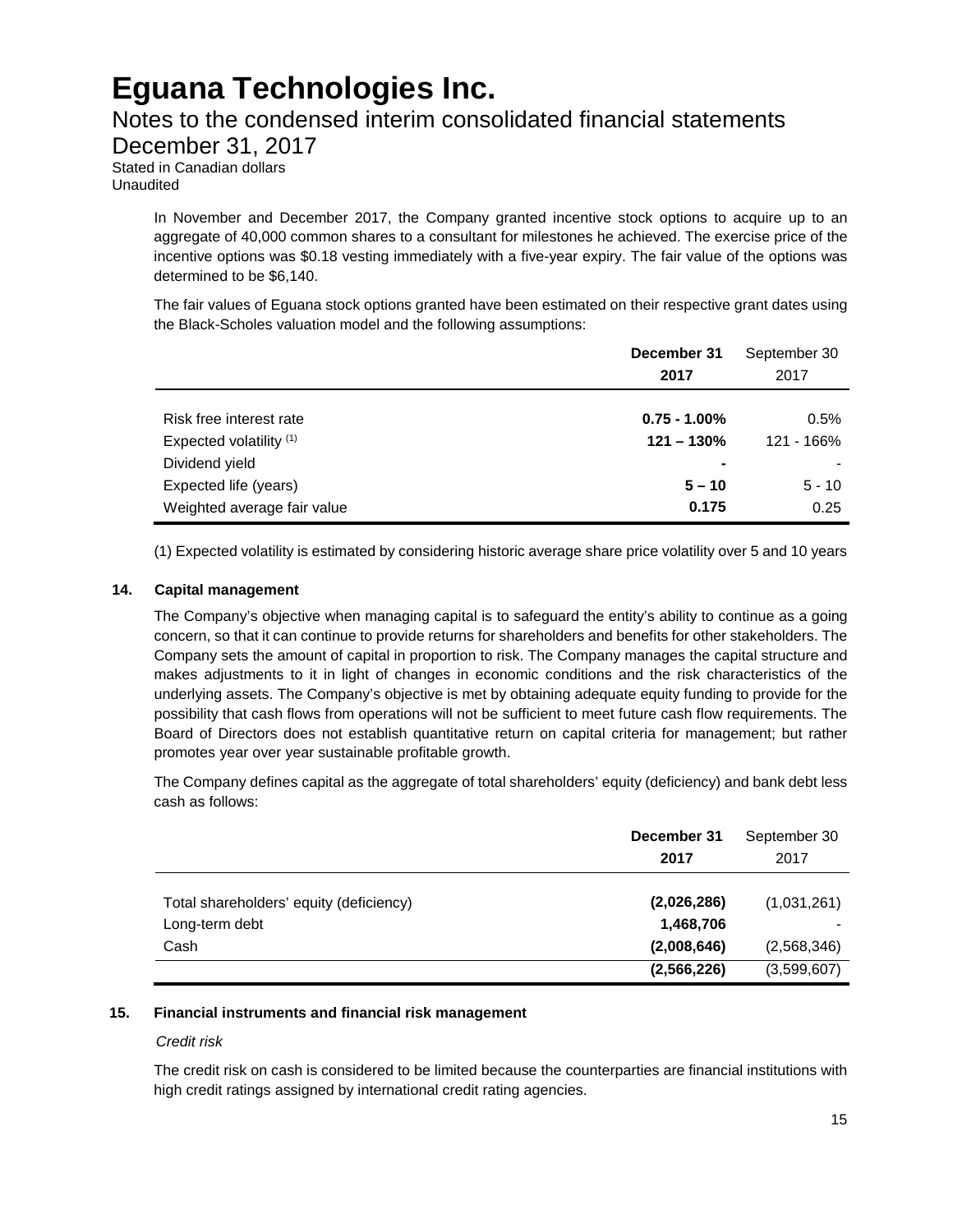# Eguana Technologies Inc.

Notes to the condensed interim consolidated financial statements
December 31, 2017
Stated in Canadian dollars
Unaudited

In November and December 2017, the Company granted incentive stock options to acquire up to an aggregate of 40,000 common shares to a consultant for milestones he achieved. The exercise price of the incentive options was $0.18 vesting immediately with a five-year expiry. The fair value of the options was determined to be $6,140.

The fair values of Eguana stock options granted have been estimated on their respective grant dates using the Black-Scholes valuation model and the following assumptions:

| | **December 31 2017** | September 30 2017 |
|---|---|---|
| Risk free interest rate | **0.75 - 1.00%** | 0.5% |
| Expected volatility (1) | **121 – 130%** | 121 - 166% |
| Dividend yield | **-** | - |
| Expected life (years) | **5 – 10** | 5 - 10 |
| Weighted average fair value | **0.175** | 0.25 |

(1) Expected volatility is estimated by considering historic average share price volatility over 5 and 10 years

## 14. Capital management

The Company's objective when managing capital is to safeguard the entity's ability to continue as a going concern, so that it can continue to provide returns for shareholders and benefits for other stakeholders. The Company sets the amount of capital in proportion to risk. The Company manages the capital structure and makes adjustments to it in light of changes in economic conditions and the risk characteristics of the underlying assets. The Company's objective is met by obtaining adequate equity funding to provide for the possibility that cash flows from operations will not be sufficient to meet future cash flow requirements. The Board of Directors does not establish quantitative return on capital criteria for management; but rather promotes year over year sustainable profitable growth.

The Company defines capital as the aggregate of total shareholders' equity (deficiency) and bank debt less cash as follows:

| | **December 31 2017** | September 30 2017 |
|---|---|---|
| Total shareholders' equity (deficiency) | **(2,026,286)** | (1,031,261) |
| Long-term debt | **1,468,706** | - |
| Cash | **(2,008,646)** | (2,568,346) |
| | **(2,566,226)** | (3,599,607) |

## 15. Financial instruments and financial risk management

*Credit risk*

The credit risk on cash is considered to be limited because the counterparties are financial institutions with high credit ratings assigned by international credit rating agencies.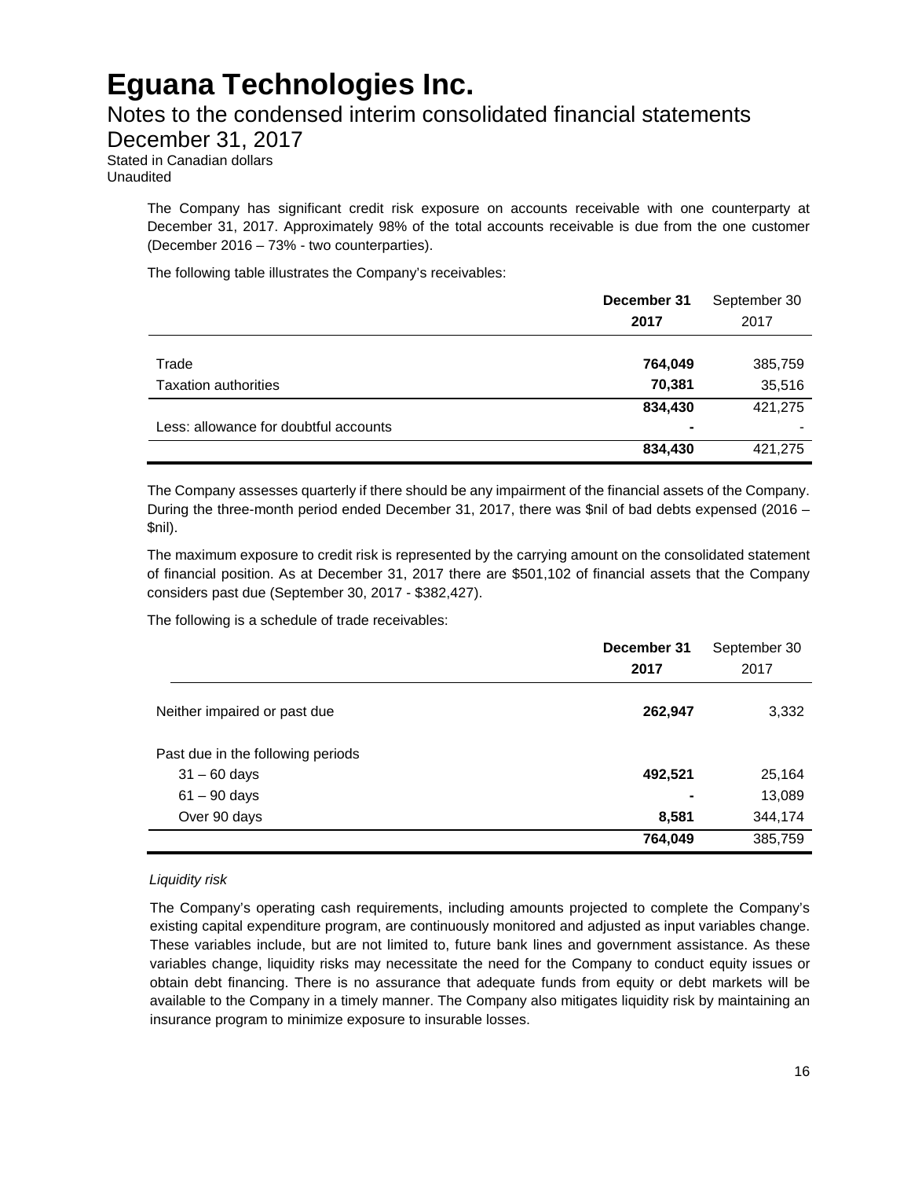The Company has significant credit risk exposure on accounts receivable with one counterparty at December 31, 2017. Approximately 98% of the total accounts receivable is due from the one customer (December 2016 – 73% - two counterparties).

The following table illustrates the Company's receivables:

| | **December 31 2017** | September 30 2017 |
|---|---|---|
| Trade | **764,049** | 385,759 |
| Taxation authorities | **70,381** | 35,516 |
| | **834,430** | 421,275 |
| Less: allowance for doubtful accounts | **-** | - |
| | **834,430** | 421,275 |

The Company assesses quarterly if there should be any impairment of the financial assets of the Company. During the three-month period ended December 31, 2017, there was $nil of bad debts expensed (2016 – $nil).

The maximum exposure to credit risk is represented by the carrying amount on the consolidated statement of financial position. As at December 31, 2017 there are $501,102 of financial assets that the Company considers past due (September 30, 2017 - $382,427).

The following is a schedule of trade receivables:

| | **December 31 2017** | September 30 2017 |
|---|---|---|
| Neither impaired or past due | **262,947** | 3,332 |
| Past due in the following periods | | |
| 31 – 60 days | **492,521** | 25,164 |
| 61 – 90 days | **-** | 13,089 |
| Over 90 days | **8,581** | 344,174 |
| | **764,049** | 385,759 |

*Liquidity risk*

The Company's operating cash requirements, including amounts projected to complete the Company's existing capital expenditure program, are continuously monitored and adjusted as input variables change. These variables include, but are not limited to, future bank lines and government assistance. As these variables change, liquidity risks may necessitate the need for the Company to conduct equity issues or obtain debt financing. There is no assurance that adequate funds from equity or debt markets will be available to the Company in a timely manner. The Company also mitigates liquidity risk by maintaining an insurance program to minimize exposure to insurable losses.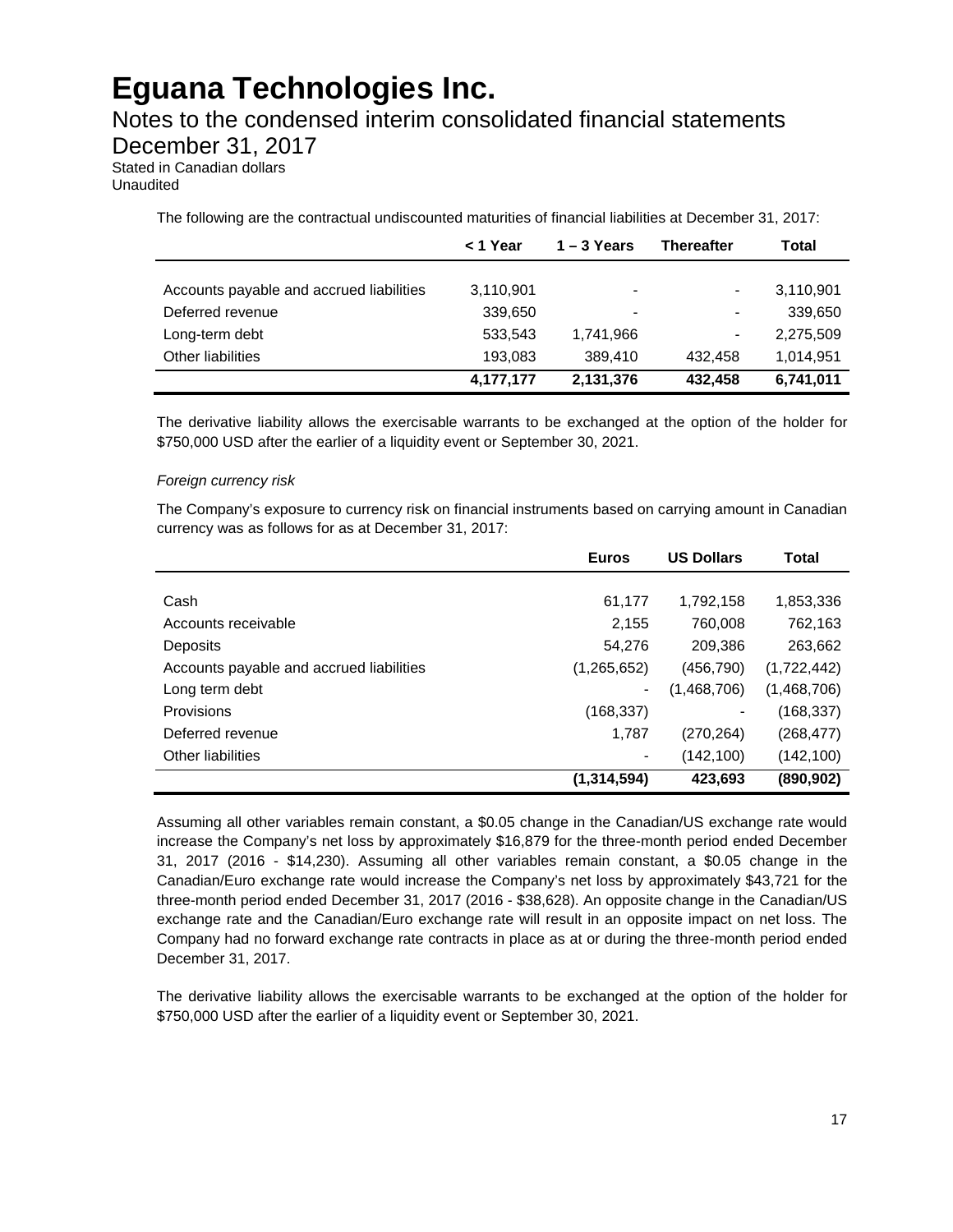# Eguana Technologies Inc.

Notes to the condensed interim consolidated financial statements
December 31, 2017
Stated in Canadian dollars
Unaudited

The following are the contractual undiscounted maturities of financial liabilities at December 31, 2017:

| | < 1 Year | 1 – 3 Years | Thereafter | Total |
|---|---|---|---|---|
| Accounts payable and accrued liabilities | 3,110,901 | - | - | 3,110,901 |
| Deferred revenue | 339,650 | - | - | 339,650 |
| Long-term debt | 533,543 | 1,741,966 | - | 2,275,509 |
| Other liabilities | 193,083 | 389,410 | 432,458 | 1,014,951 |
| | **4,177,177** | **2,131,376** | **432,458** | **6,741,011** |

The derivative liability allows the exercisable warrants to be exchanged at the option of the holder for $750,000 USD after the earlier of a liquidity event or September 30, 2021.

*Foreign currency risk*

The Company's exposure to currency risk on financial instruments based on carrying amount in Canadian currency was as follows for as at December 31, 2017:

| | Euros | US Dollars | Total |
|---|---|---|---|
| Cash | 61,177 | 1,792,158 | 1,853,336 |
| Accounts receivable | 2,155 | 760,008 | 762,163 |
| Deposits | 54,276 | 209,386 | 263,662 |
| Accounts payable and accrued liabilities | (1,265,652) | (456,790) | (1,722,442) |
| Long term debt | - | (1,468,706) | (1,468,706) |
| Provisions | (168,337) | - | (168,337) |
| Deferred revenue | 1,787 | (270,264) | (268,477) |
| Other liabilities | - | (142,100) | (142,100) |
| | **(1,314,594)** | **423,693** | **(890,902)** |

Assuming all other variables remain constant, a $0.05 change in the Canadian/US exchange rate would increase the Company's net loss by approximately $16,879 for the three-month period ended December 31, 2017 (2016 - $14,230). Assuming all other variables remain constant, a $0.05 change in the Canadian/Euro exchange rate would increase the Company's net loss by approximately $43,721 for the three-month period ended December 31, 2017 (2016 - $38,628). An opposite change in the Canadian/US exchange rate and the Canadian/Euro exchange rate will result in an opposite impact on net loss. The Company had no forward exchange rate contracts in place as at or during the three-month period ended December 31, 2017.

The derivative liability allows the exercisable warrants to be exchanged at the option of the holder for $750,000 USD after the earlier of a liquidity event or September 30, 2021.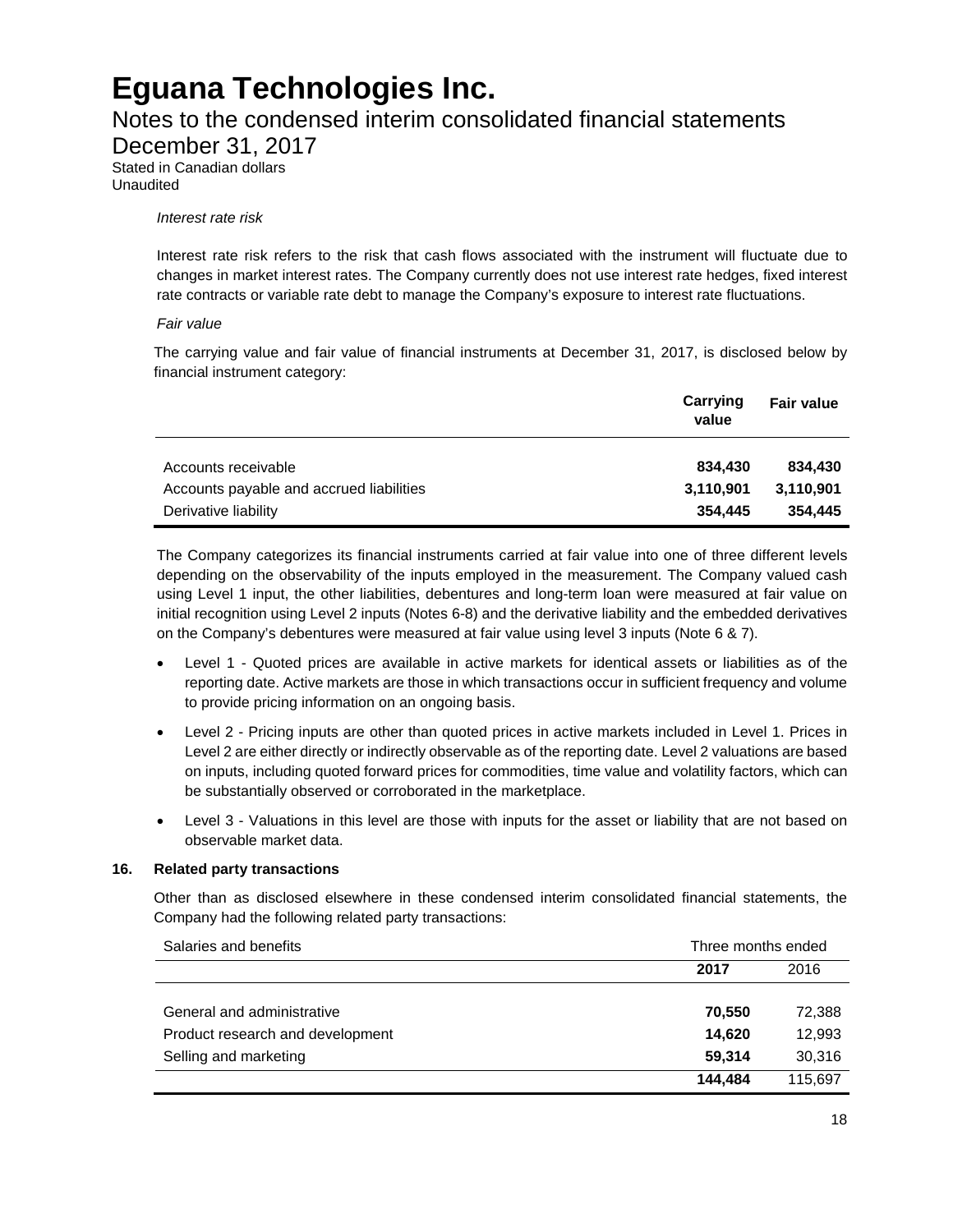*Interest rate risk*

Interest rate risk refers to the risk that cash flows associated with the instrument will fluctuate due to changes in market interest rates. The Company currently does not use interest rate hedges, fixed interest rate contracts or variable rate debt to manage the Company's exposure to interest rate fluctuations.

*Fair value*

The carrying value and fair value of financial instruments at December 31, 2017, is disclosed below by financial instrument category:

| | Carrying value | Fair value |
|---|---|---|
| Accounts receivable | **834,430** | **834,430** |
| Accounts payable and accrued liabilities | **3,110,901** | **3,110,901** |
| Derivative liability | **354,445** | **354,445** |

The Company categorizes its financial instruments carried at fair value into one of three different levels depending on the observability of the inputs employed in the measurement. The Company valued cash using Level 1 input, the other liabilities, debentures and long-term loan were measured at fair value on initial recognition using Level 2 inputs (Notes 6-8) and the derivative liability and the embedded derivatives on the Company's debentures were measured at fair value using level 3 inputs (Note 6 & 7).

- Level 1 - Quoted prices are available in active markets for identical assets or liabilities as of the reporting date. Active markets are those in which transactions occur in sufficient frequency and volume to provide pricing information on an ongoing basis.
- Level 2 - Pricing inputs are other than quoted prices in active markets included in Level 1. Prices in Level 2 are either directly or indirectly observable as of the reporting date. Level 2 valuations are based on inputs, including quoted forward prices for commodities, time value and volatility factors, which can be substantially observed or corroborated in the marketplace.
- Level 3 - Valuations in this level are those with inputs for the asset or liability that are not based on observable market data.

## 16. Related party transactions

Other than as disclosed elsewhere in these condensed interim consolidated financial statements, the Company had the following related party transactions:

| Salaries and benefits | Three months ended | |
|---|---|---|
| | **2017** | 2016 |
| General and administrative | **70,550** | 72,388 |
| Product research and development | **14,620** | 12,993 |
| Selling and marketing | **59,314** | 30,316 |
| | **144,484** | 115,697 |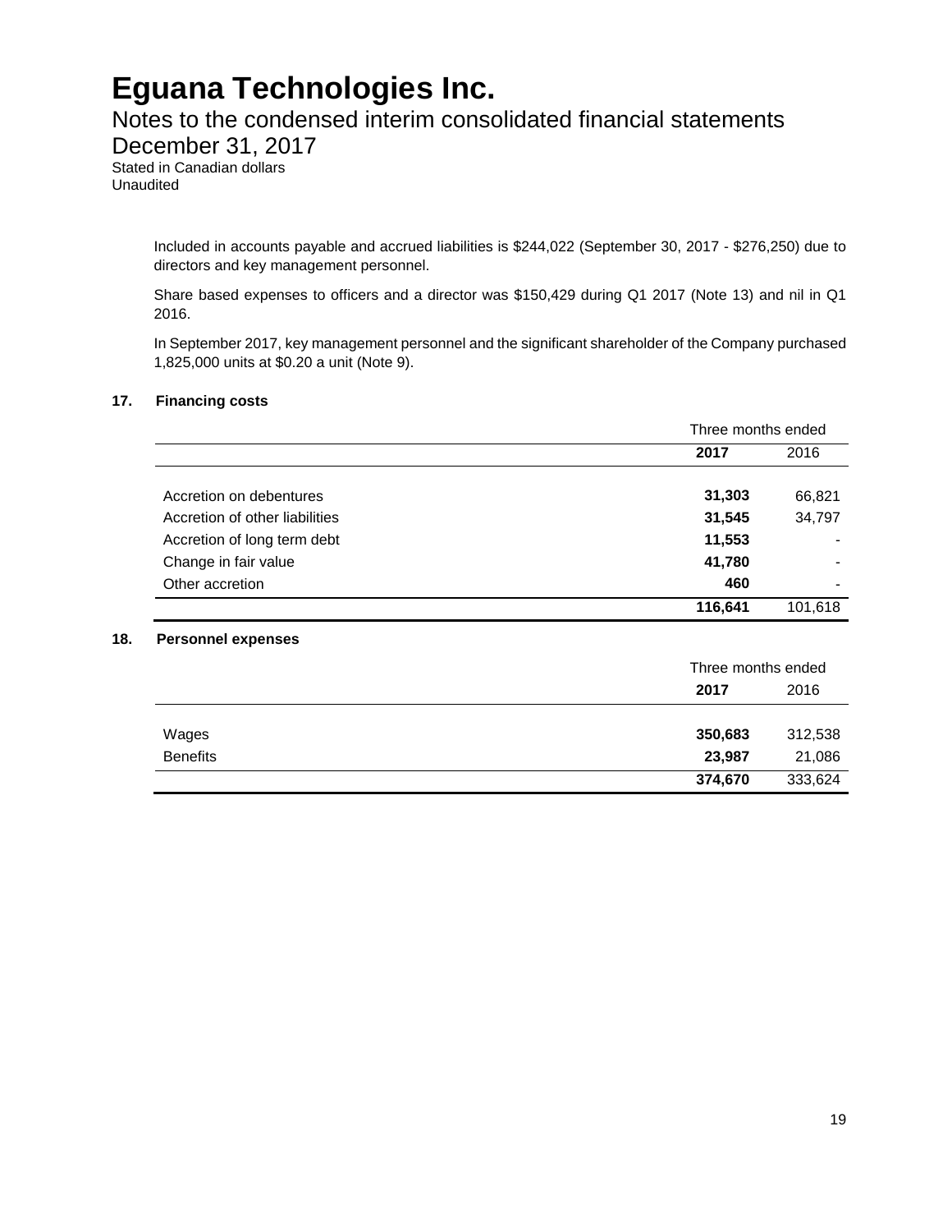Included in accounts payable and accrued liabilities is $244,022 (September 30, 2017 - $276,250) due to directors and key management personnel.

Share based expenses to officers and a director was $150,429 during Q1 2017 (Note 13) and nil in Q1 2016.

In September 2017, key management personnel and the significant shareholder of the Company purchased 1,825,000 units at $0.20 a unit (Note 9).

## 17. Financing costs

| | Three months ended | |
|---|---|---|
| | **2017** | 2016 |
| Accretion on debentures | **31,303** | 66,821 |
| Accretion of other liabilities | **31,545** | 34,797 |
| Accretion of long term debt | **11,553** | - |
| Change in fair value | **41,780** | - |
| Other accretion | **460** | - |
| | **116,641** | 101,618 |

## 18. Personnel expenses

| | Three months ended | |
|---|---|---|
| | **2017** | 2016 |
| Wages | **350,683** | 312,538 |
| Benefits | **23,987** | 21,086 |
| | **374,670** | 333,624 |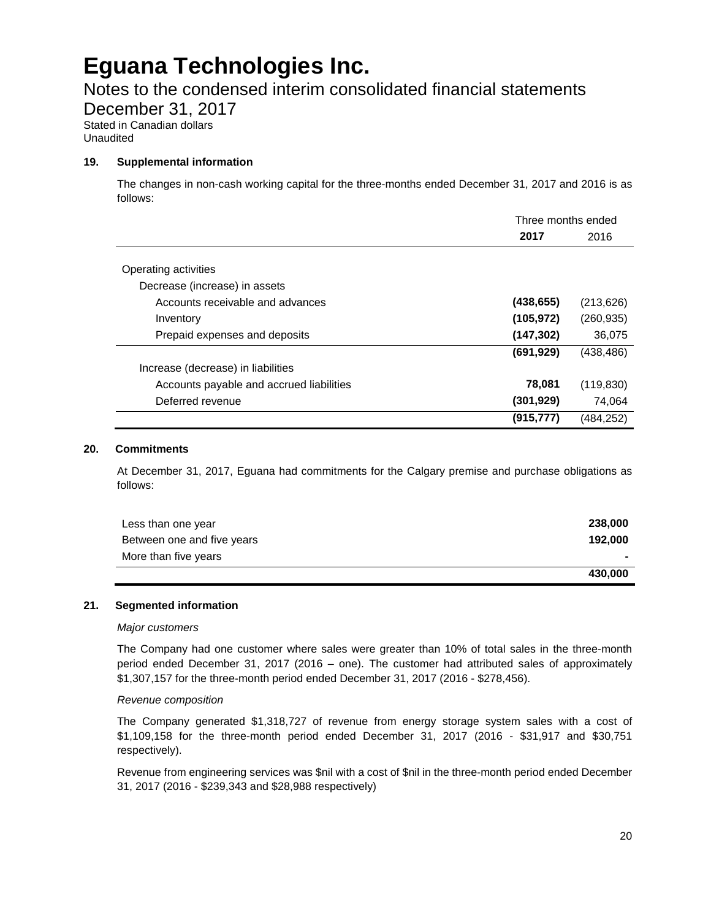# Eguana Technologies Inc.

## Notes to the condensed interim consolidated financial statements

## December 31, 2017

Stated in Canadian dollars
Unaudited

### 19. Supplemental information

The changes in non-cash working capital for the three-months ended December 31, 2017 and 2016 is as follows:

| | Three months ended | |
|---|---|---|
| | **2017** | 2016 |
| Operating activities | | |
| Decrease (increase) in assets | | |
| Accounts receivable and advances | **(438,655)** | (213,626) |
| Inventory | **(105,972)** | (260,935) |
| Prepaid expenses and deposits | **(147,302)** | 36,075 |
| | **(691,929)** | (438,486) |
| Increase (decrease) in liabilities | | |
| Accounts payable and accrued liabilities | **78,081** | (119,830) |
| Deferred revenue | **(301,929)** | 74,064 |
| | **(915,777)** | (484,252) |

### 20. Commitments

At December 31, 2017, Eguana had commitments for the Calgary premise and purchase obligations as follows:

| | |
|---|---|
| Less than one year | **238,000** |
| Between one and five years | **192,000** |
| More than five years | **-** |
| | **430,000** |

### 21. Segmented information

*Major customers*

The Company had one customer where sales were greater than 10% of total sales in the three-month period ended December 31, 2017 (2016 – one). The customer had attributed sales of approximately $1,307,157 for the three-month period ended December 31, 2017 (2016 - $278,456).

*Revenue composition*

The Company generated $1,318,727 of revenue from energy storage system sales with a cost of $1,109,158 for the three-month period ended December 31, 2017 (2016 - $31,917 and $30,751 respectively).

Revenue from engineering services was $nil with a cost of $nil in the three-month period ended December 31, 2017 (2016 - $239,343 and $28,988 respectively)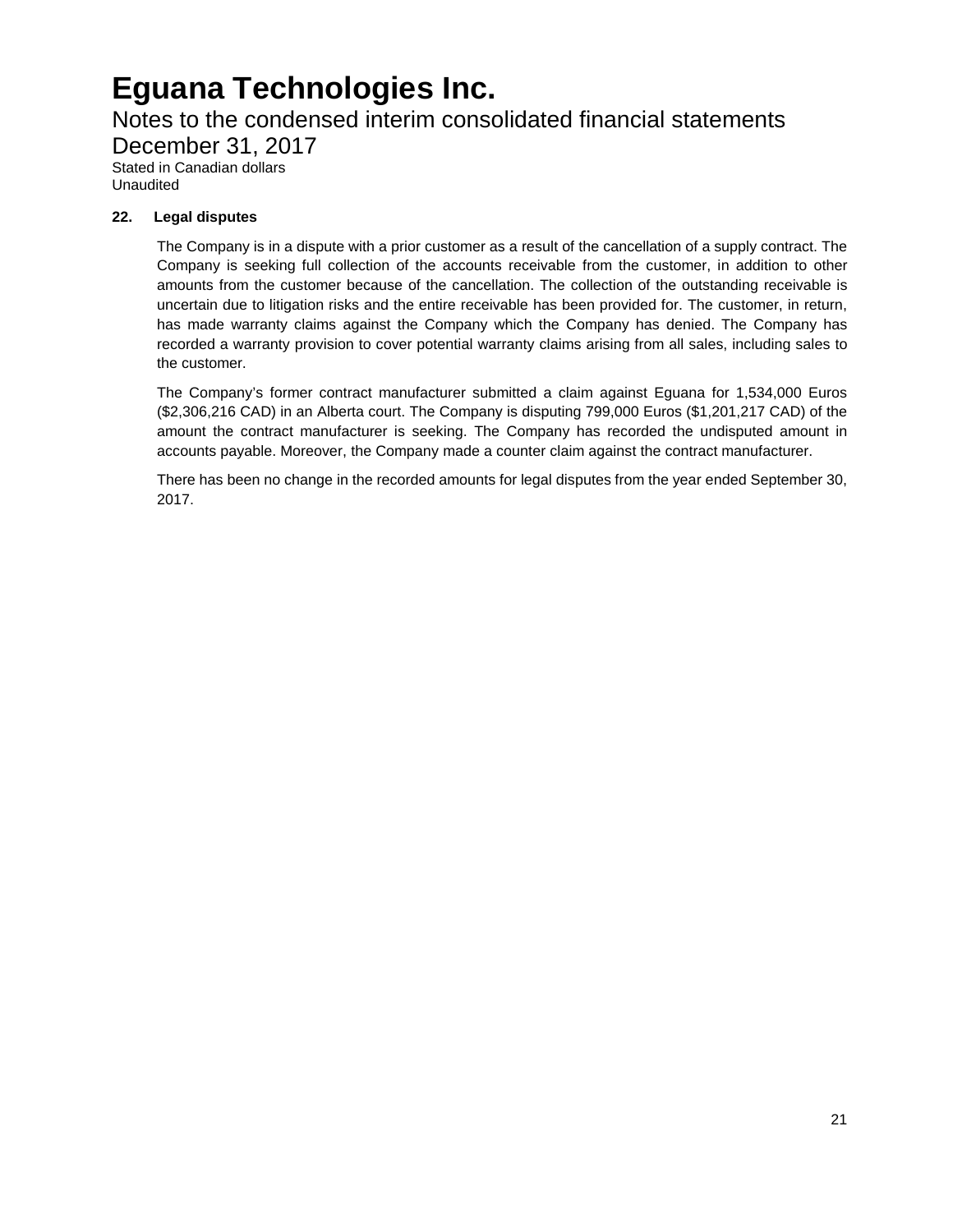# Eguana Technologies Inc.

Notes to the condensed interim consolidated financial statements
December 31, 2017
Stated in Canadian dollars
Unaudited

**22. Legal disputes**

The Company is in a dispute with a prior customer as a result of the cancellation of a supply contract. The Company is seeking full collection of the accounts receivable from the customer, in addition to other amounts from the customer because of the cancellation. The collection of the outstanding receivable is uncertain due to litigation risks and the entire receivable has been provided for. The customer, in return, has made warranty claims against the Company which the Company has denied. The Company has recorded a warranty provision to cover potential warranty claims arising from all sales, including sales to the customer.

The Company's former contract manufacturer submitted a claim against Eguana for 1,534,000 Euros ($2,306,216 CAD) in an Alberta court. The Company is disputing 799,000 Euros ($1,201,217 CAD) of the amount the contract manufacturer is seeking. The Company has recorded the undisputed amount in accounts payable. Moreover, the Company made a counter claim against the contract manufacturer.

There has been no change in the recorded amounts for legal disputes from the year ended September 30, 2017.